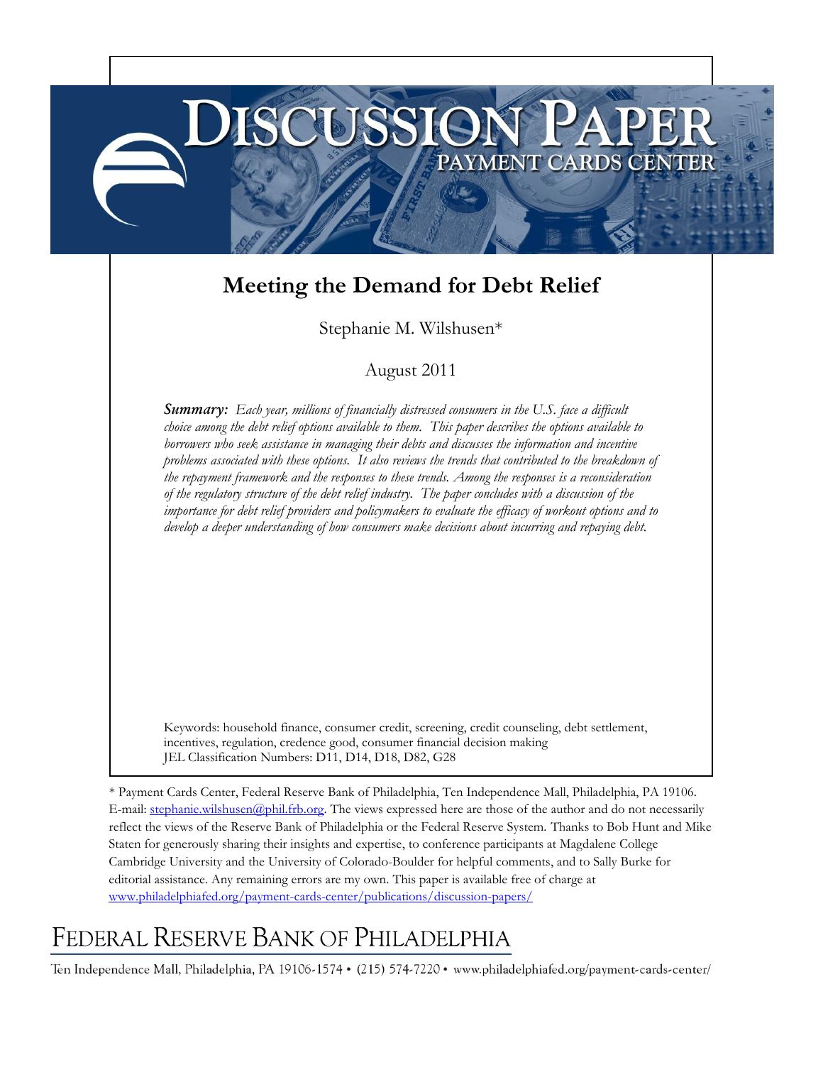# DISCUSSION PAPER

## PAYMENT CARDS CENTER

# Meeting the Demand for Debt Relief

Stephanie M. Wilshusen*

August 2011

***Summary:*** *Each year, millions of financially distressed consumers in the U.S. face a difficult choice among the debt relief options available to them. This paper describes the options available to borrowers who seek assistance in managing their debts and discusses the information and incentive problems associated with these options. It also reviews the trends that contributed to the breakdown of the repayment framework and the responses to these trends. Among the responses is a reconsideration of the regulatory structure of the debt relief industry. The paper concludes with a discussion of the importance for debt relief providers and policymakers to evaluate the efficacy of workout options and to develop a deeper understanding of how consumers make decisions about incurring and repaying debt.*

Keywords: household finance, consumer credit, screening, credit counseling, debt settlement, incentives, regulation, credence good, consumer financial decision making
JEL Classification Numbers: D11, D14, D18, D82, G28

\* Payment Cards Center, Federal Reserve Bank of Philadelphia, Ten Independence Mall, Philadelphia, PA 19106. E-mail: stephanie.wilshusen@phil.frb.org. The views expressed here are those of the author and do not necessarily reflect the views of the Reserve Bank of Philadelphia or the Federal Reserve System. Thanks to Bob Hunt and Mike Staten for generously sharing their insights and expertise, to conference participants at Magdalene College Cambridge University and the University of Colorado-Boulder for helpful comments, and to Sally Burke for editorial assistance. Any remaining errors are my own. This paper is available free of charge at www.philadelphiafed.org/payment-cards-center/publications/discussion-papers/

FEDERAL RESERVE BANK OF PHILADELPHIA

Ten Independence Mall, Philadelphia, PA 19106-1574 • (215) 574-7220 • www.philadelphiafed.org/payment-cards-center/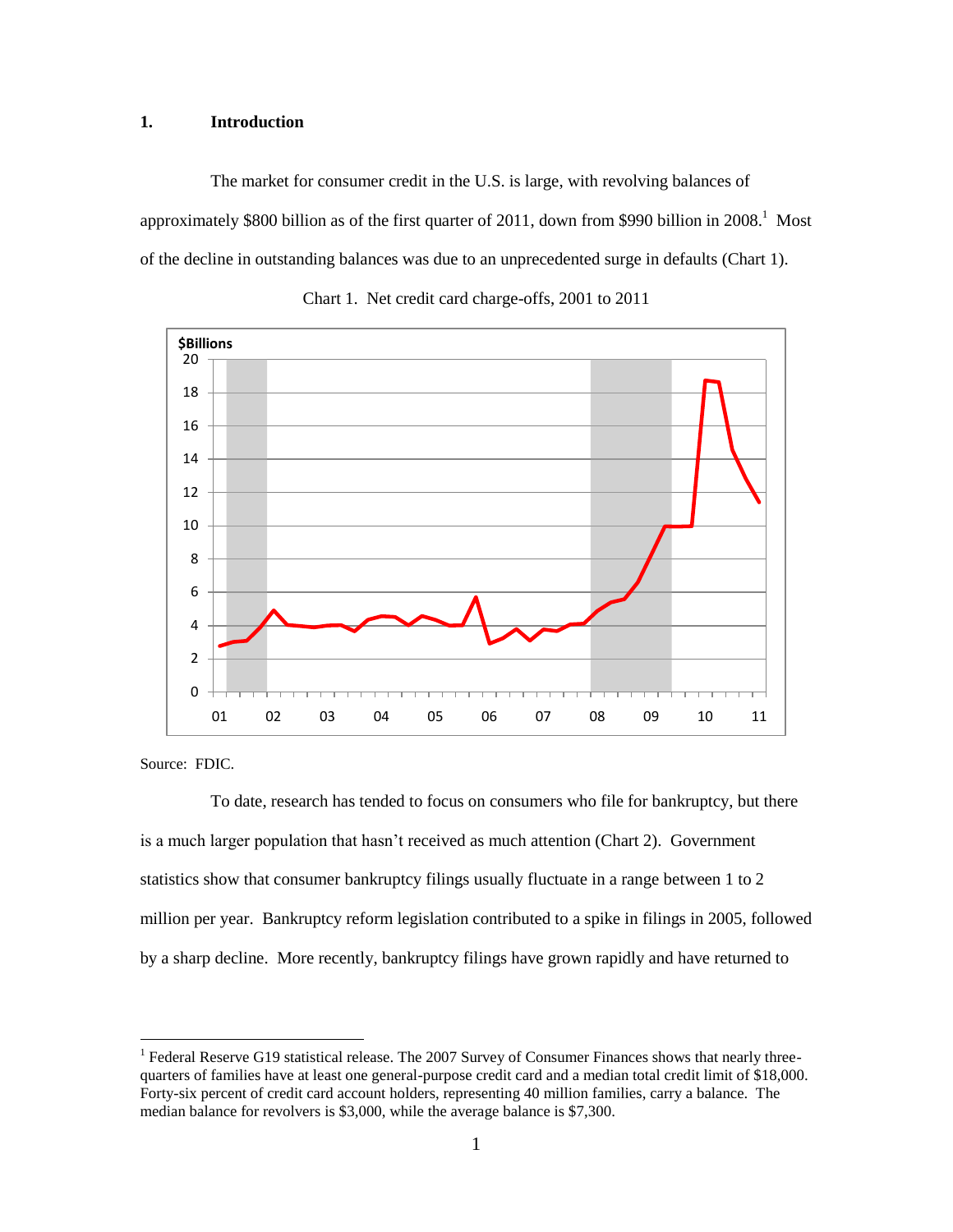## 1. Introduction

The market for consumer credit in the U.S. is large, with revolving balances of approximately $800 billion as of the first quarter of 2011, down from $990 billion in 2008.[1] Most of the decline in outstanding balances was due to an unprecedented surge in defaults (Chart 1).

Chart 1. Net credit card charge-offs, 2001 to 2011

Source: FDIC.

To date, research has tended to focus on consumers who file for bankruptcy, but there is a much larger population that hasn't received as much attention (Chart 2). Government statistics show that consumer bankruptcy filings usually fluctuate in a range between 1 to 2 million per year. Bankruptcy reform legislation contributed to a spike in filings in 2005, followed by a sharp decline. More recently, bankruptcy filings have grown rapidly and have returned to

[1] Federal Reserve G19 statistical release. The 2007 Survey of Consumer Finances shows that nearly three-quarters of families have at least one general-purpose credit card and a median total credit limit of $18,000. Forty-six percent of credit card account holders, representing 40 million families, carry a balance. The median balance for revolvers is $3,000, while the average balance is $7,300.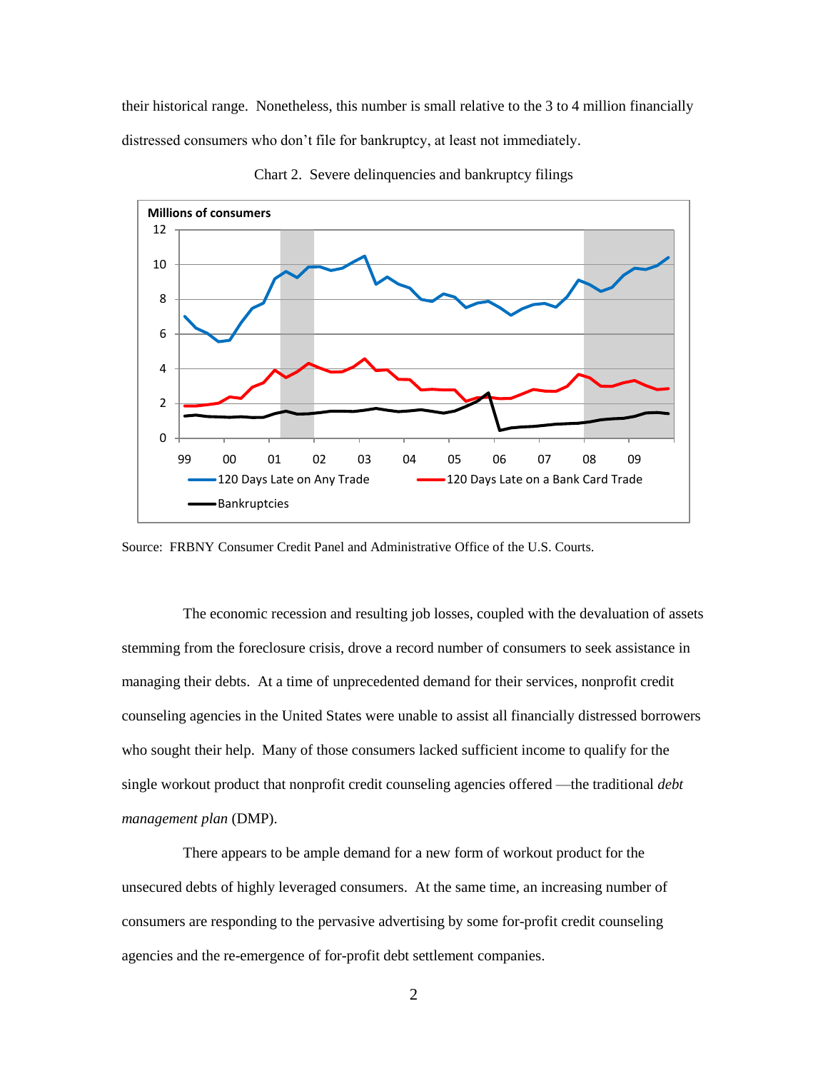their historical range. Nonetheless, this number is small relative to the 3 to 4 million financially distressed consumers who don't file for bankruptcy, at least not immediately.

Chart 2. Severe delinquencies and bankruptcy filings

Source: FRBNY Consumer Credit Panel and Administrative Office of the U.S. Courts.

The economic recession and resulting job losses, coupled with the devaluation of assets stemming from the foreclosure crisis, drove a record number of consumers to seek assistance in managing their debts. At a time of unprecedented demand for their services, nonprofit credit counseling agencies in the United States were unable to assist all financially distressed borrowers who sought their help. Many of those consumers lacked sufficient income to qualify for the single workout product that nonprofit credit counseling agencies offered —the traditional *debt management plan* (DMP).

There appears to be ample demand for a new form of workout product for the unsecured debts of highly leveraged consumers. At the same time, an increasing number of consumers are responding to the pervasive advertising by some for-profit credit counseling agencies and the re-emergence of for-profit debt settlement companies.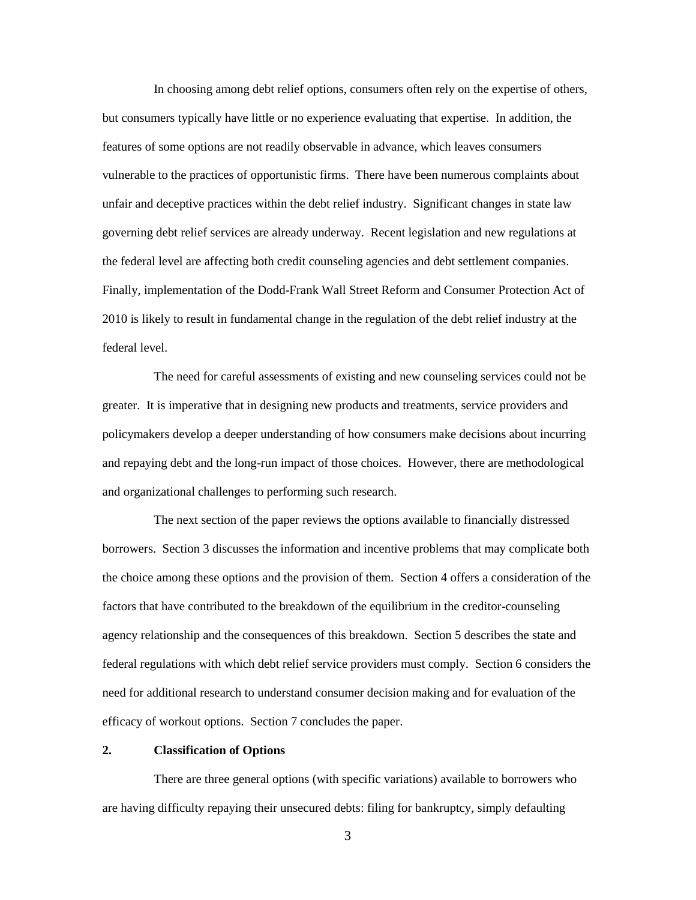In choosing among debt relief options, consumers often rely on the expertise of others, but consumers typically have little or no experience evaluating that expertise. In addition, the features of some options are not readily observable in advance, which leaves consumers vulnerable to the practices of opportunistic firms. There have been numerous complaints about unfair and deceptive practices within the debt relief industry. Significant changes in state law governing debt relief services are already underway. Recent legislation and new regulations at the federal level are affecting both credit counseling agencies and debt settlement companies. Finally, implementation of the Dodd-Frank Wall Street Reform and Consumer Protection Act of 2010 is likely to result in fundamental change in the regulation of the debt relief industry at the federal level.

The need for careful assessments of existing and new counseling services could not be greater. It is imperative that in designing new products and treatments, service providers and policymakers develop a deeper understanding of how consumers make decisions about incurring and repaying debt and the long-run impact of those choices. However, there are methodological and organizational challenges to performing such research.

The next section of the paper reviews the options available to financially distressed borrowers. Section 3 discusses the information and incentive problems that may complicate both the choice among these options and the provision of them. Section 4 offers a consideration of the factors that have contributed to the breakdown of the equilibrium in the creditor-counseling agency relationship and the consequences of this breakdown. Section 5 describes the state and federal regulations with which debt relief service providers must comply. Section 6 considers the need for additional research to understand consumer decision making and for evaluation of the efficacy of workout options. Section 7 concludes the paper.

## 2. Classification of Options

There are three general options (with specific variations) available to borrowers who are having difficulty repaying their unsecured debts: filing for bankruptcy, simply defaulting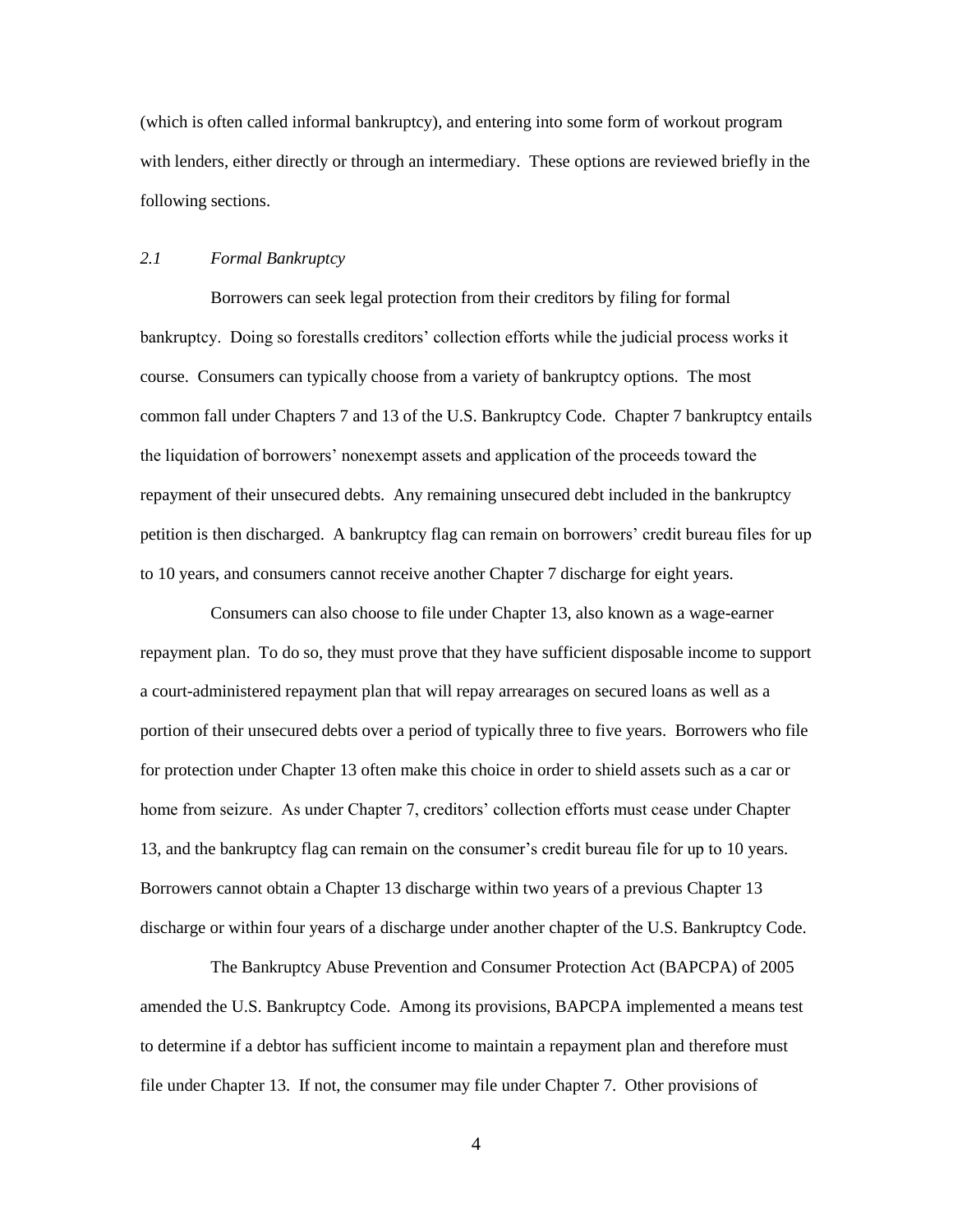(which is often called informal bankruptcy), and entering into some form of workout program with lenders, either directly or through an intermediary. These options are reviewed briefly in the following sections.

### *2.1 Formal Bankruptcy*

Borrowers can seek legal protection from their creditors by filing for formal bankruptcy. Doing so forestalls creditors' collection efforts while the judicial process works it course. Consumers can typically choose from a variety of bankruptcy options. The most common fall under Chapters 7 and 13 of the U.S. Bankruptcy Code. Chapter 7 bankruptcy entails the liquidation of borrowers' nonexempt assets and application of the proceeds toward the repayment of their unsecured debts. Any remaining unsecured debt included in the bankruptcy petition is then discharged. A bankruptcy flag can remain on borrowers' credit bureau files for up to 10 years, and consumers cannot receive another Chapter 7 discharge for eight years.

Consumers can also choose to file under Chapter 13, also known as a wage-earner repayment plan. To do so, they must prove that they have sufficient disposable income to support a court-administered repayment plan that will repay arrearages on secured loans as well as a portion of their unsecured debts over a period of typically three to five years. Borrowers who file for protection under Chapter 13 often make this choice in order to shield assets such as a car or home from seizure. As under Chapter 7, creditors' collection efforts must cease under Chapter 13, and the bankruptcy flag can remain on the consumer's credit bureau file for up to 10 years. Borrowers cannot obtain a Chapter 13 discharge within two years of a previous Chapter 13 discharge or within four years of a discharge under another chapter of the U.S. Bankruptcy Code.

The Bankruptcy Abuse Prevention and Consumer Protection Act (BAPCPA) of 2005 amended the U.S. Bankruptcy Code. Among its provisions, BAPCPA implemented a means test to determine if a debtor has sufficient income to maintain a repayment plan and therefore must file under Chapter 13. If not, the consumer may file under Chapter 7. Other provisions of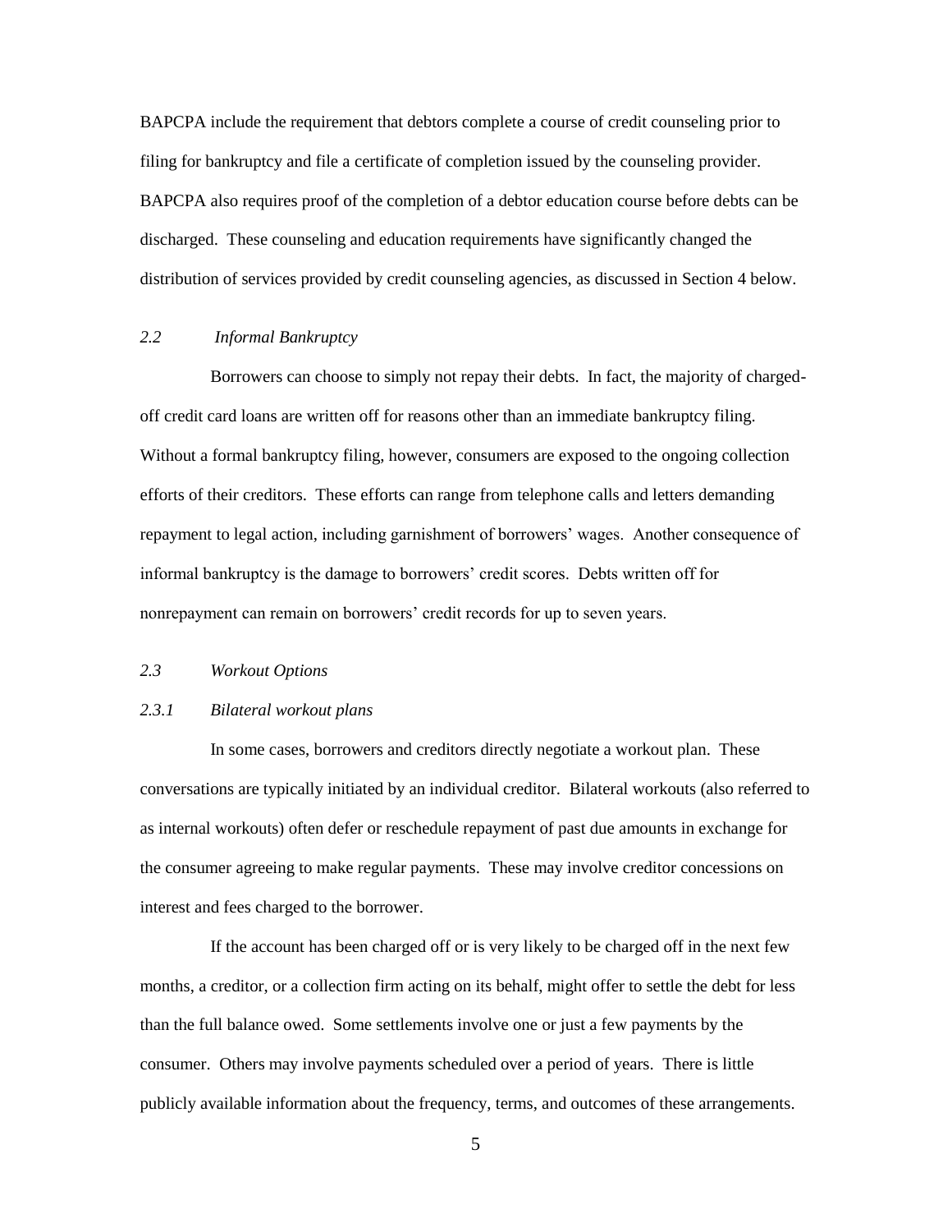BAPCPA include the requirement that debtors complete a course of credit counseling prior to filing for bankruptcy and file a certificate of completion issued by the counseling provider. BAPCPA also requires proof of the completion of a debtor education course before debts can be discharged. These counseling and education requirements have significantly changed the distribution of services provided by credit counseling agencies, as discussed in Section 4 below.

### *2.2 Informal Bankruptcy*

Borrowers can choose to simply not repay their debts. In fact, the majority of charged-off credit card loans are written off for reasons other than an immediate bankruptcy filing. Without a formal bankruptcy filing, however, consumers are exposed to the ongoing collection efforts of their creditors. These efforts can range from telephone calls and letters demanding repayment to legal action, including garnishment of borrowers' wages. Another consequence of informal bankruptcy is the damage to borrowers' credit scores. Debts written off for nonrepayment can remain on borrowers' credit records for up to seven years.

### *2.3 Workout Options*

#### *2.3.1 Bilateral workout plans*

In some cases, borrowers and creditors directly negotiate a workout plan. These conversations are typically initiated by an individual creditor. Bilateral workouts (also referred to as internal workouts) often defer or reschedule repayment of past due amounts in exchange for the consumer agreeing to make regular payments. These may involve creditor concessions on interest and fees charged to the borrower.

If the account has been charged off or is very likely to be charged off in the next few months, a creditor, or a collection firm acting on its behalf, might offer to settle the debt for less than the full balance owed. Some settlements involve one or just a few payments by the consumer. Others may involve payments scheduled over a period of years. There is little publicly available information about the frequency, terms, and outcomes of these arrangements.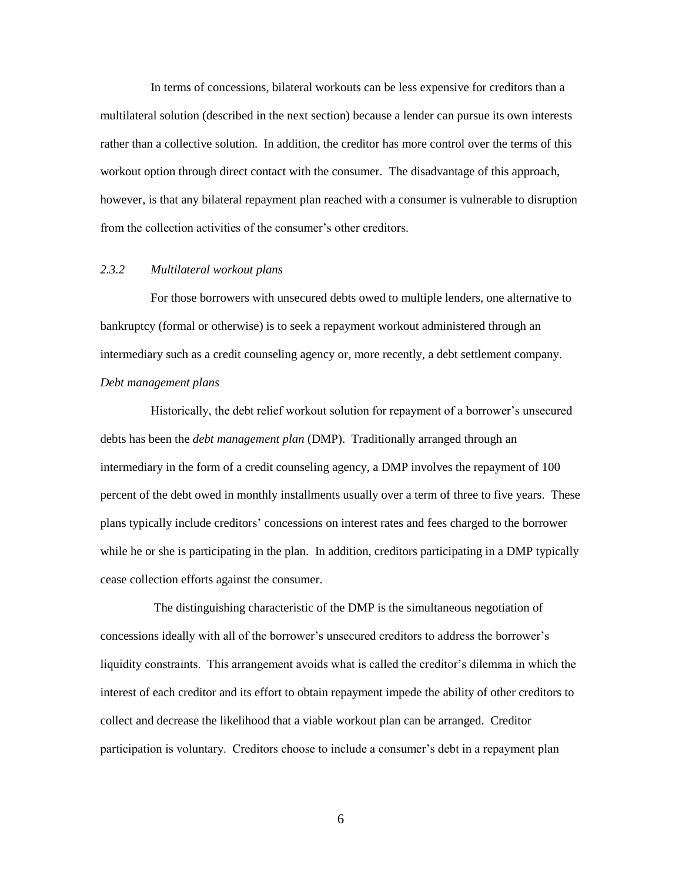In terms of concessions, bilateral workouts can be less expensive for creditors than a multilateral solution (described in the next section) because a lender can pursue its own interests rather than a collective solution. In addition, the creditor has more control over the terms of this workout option through direct contact with the consumer. The disadvantage of this approach, however, is that any bilateral repayment plan reached with a consumer is vulnerable to disruption from the collection activities of the consumer's other creditors.

### *2.3.2 Multilateral workout plans*

For those borrowers with unsecured debts owed to multiple lenders, one alternative to bankruptcy (formal or otherwise) is to seek a repayment workout administered through an intermediary such as a credit counseling agency or, more recently, a debt settlement company.

*Debt management plans*

Historically, the debt relief workout solution for repayment of a borrower's unsecured debts has been the *debt management plan* (DMP). Traditionally arranged through an intermediary in the form of a credit counseling agency, a DMP involves the repayment of 100 percent of the debt owed in monthly installments usually over a term of three to five years. These plans typically include creditors' concessions on interest rates and fees charged to the borrower while he or she is participating in the plan. In addition, creditors participating in a DMP typically cease collection efforts against the consumer.

The distinguishing characteristic of the DMP is the simultaneous negotiation of concessions ideally with all of the borrower's unsecured creditors to address the borrower's liquidity constraints. This arrangement avoids what is called the creditor's dilemma in which the interest of each creditor and its effort to obtain repayment impede the ability of other creditors to collect and decrease the likelihood that a viable workout plan can be arranged. Creditor participation is voluntary. Creditors choose to include a consumer's debt in a repayment plan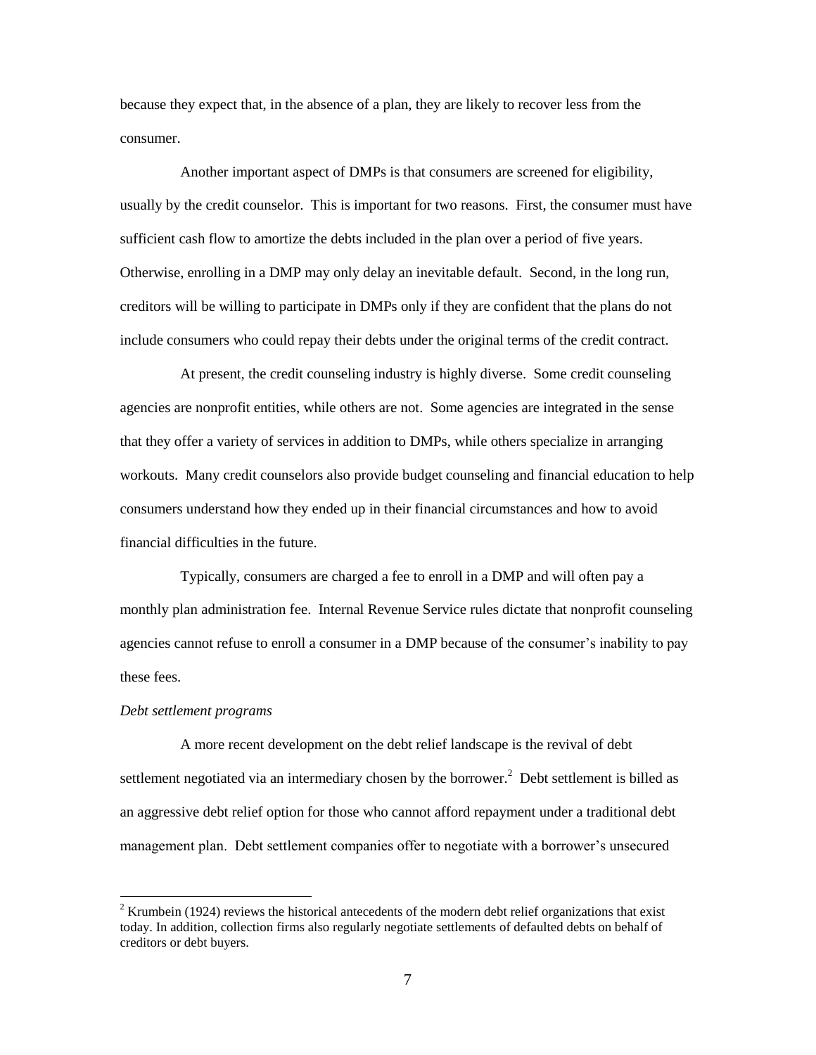because they expect that, in the absence of a plan, they are likely to recover less from the consumer.

Another important aspect of DMPs is that consumers are screened for eligibility, usually by the credit counselor. This is important for two reasons. First, the consumer must have sufficient cash flow to amortize the debts included in the plan over a period of five years. Otherwise, enrolling in a DMP may only delay an inevitable default. Second, in the long run, creditors will be willing to participate in DMPs only if they are confident that the plans do not include consumers who could repay their debts under the original terms of the credit contract.

At present, the credit counseling industry is highly diverse. Some credit counseling agencies are nonprofit entities, while others are not. Some agencies are integrated in the sense that they offer a variety of services in addition to DMPs, while others specialize in arranging workouts. Many credit counselors also provide budget counseling and financial education to help consumers understand how they ended up in their financial circumstances and how to avoid financial difficulties in the future.

Typically, consumers are charged a fee to enroll in a DMP and will often pay a monthly plan administration fee. Internal Revenue Service rules dictate that nonprofit counseling agencies cannot refuse to enroll a consumer in a DMP because of the consumer's inability to pay these fees.

*Debt settlement programs*

A more recent development on the debt relief landscape is the revival of debt settlement negotiated via an intermediary chosen by the borrower.[2] Debt settlement is billed as an aggressive debt relief option for those who cannot afford repayment under a traditional debt management plan. Debt settlement companies offer to negotiate with a borrower's unsecured

[2] Krumbein (1924) reviews the historical antecedents of the modern debt relief organizations that exist today. In addition, collection firms also regularly negotiate settlements of defaulted debts on behalf of creditors or debt buyers.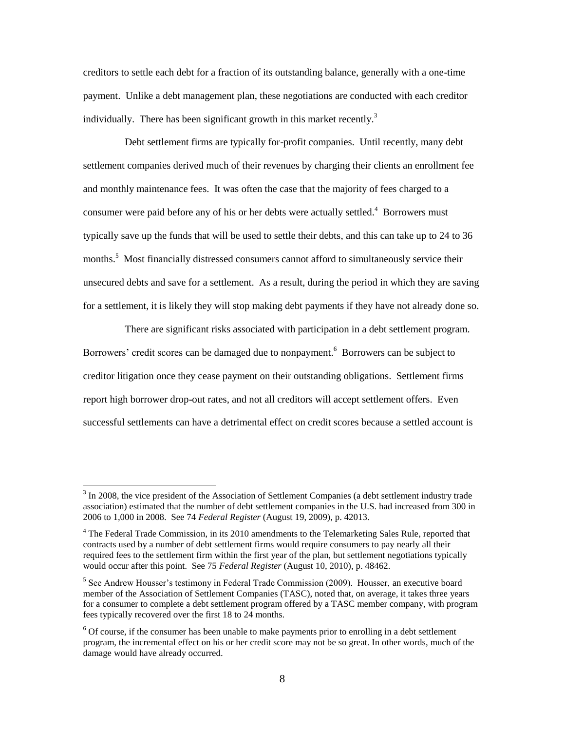creditors to settle each debt for a fraction of its outstanding balance, generally with a one-time payment. Unlike a debt management plan, these negotiations are conducted with each creditor individually. There has been significant growth in this market recently.[3]

Debt settlement firms are typically for-profit companies. Until recently, many debt settlement companies derived much of their revenues by charging their clients an enrollment fee and monthly maintenance fees. It was often the case that the majority of fees charged to a consumer were paid before any of his or her debts were actually settled.[4] Borrowers must typically save up the funds that will be used to settle their debts, and this can take up to 24 to 36 months.[5] Most financially distressed consumers cannot afford to simultaneously service their unsecured debts and save for a settlement. As a result, during the period in which they are saving for a settlement, it is likely they will stop making debt payments if they have not already done so.

There are significant risks associated with participation in a debt settlement program. Borrowers' credit scores can be damaged due to nonpayment.[6] Borrowers can be subject to creditor litigation once they cease payment on their outstanding obligations. Settlement firms report high borrower drop-out rates, and not all creditors will accept settlement offers. Even successful settlements can have a detrimental effect on credit scores because a settled account is

---

[3] In 2008, the vice president of the Association of Settlement Companies (a debt settlement industry trade association) estimated that the number of debt settlement companies in the U.S. had increased from 300 in 2006 to 1,000 in 2008. See 74 *Federal Register* (August 19, 2009), p. 42013.

[4] The Federal Trade Commission, in its 2010 amendments to the Telemarketing Sales Rule, reported that contracts used by a number of debt settlement firms would require consumers to pay nearly all their required fees to the settlement firm within the first year of the plan, but settlement negotiations typically would occur after this point. See 75 *Federal Register* (August 10, 2010), p. 48462.

[5] See Andrew Housser's testimony in Federal Trade Commission (2009). Housser, an executive board member of the Association of Settlement Companies (TASC), noted that, on average, it takes three years for a consumer to complete a debt settlement program offered by a TASC member company, with program fees typically recovered over the first 18 to 24 months.

[6] Of course, if the consumer has been unable to make payments prior to enrolling in a debt settlement program, the incremental effect on his or her credit score may not be so great. In other words, much of the damage would have already occurred.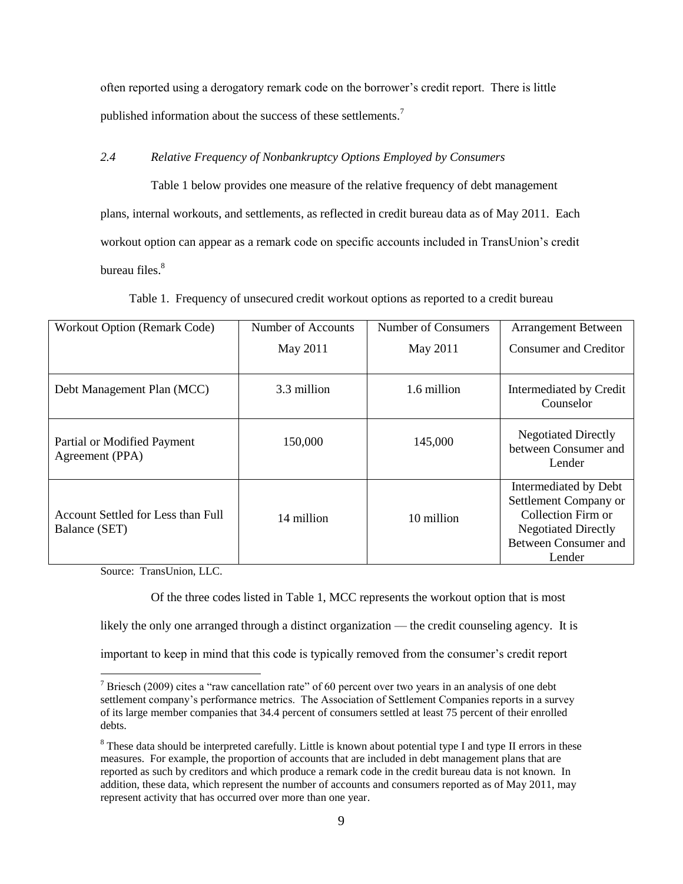often reported using a derogatory remark code on the borrower's credit report. There is little published information about the success of these settlements.[7]

### *2.4 Relative Frequency of Nonbankruptcy Options Employed by Consumers*

Table 1 below provides one measure of the relative frequency of debt management plans, internal workouts, and settlements, as reflected in credit bureau data as of May 2011. Each workout option can appear as a remark code on specific accounts included in TransUnion's credit bureau files.[8]

Table 1. Frequency of unsecured credit workout options as reported to a credit bureau

| Workout Option (Remark Code) | Number of Accounts May 2011 | Number of Consumers May 2011 | Arrangement Between Consumer and Creditor |
|---|---|---|---|
| Debt Management Plan (MCC) | 3.3 million | 1.6 million | Intermediated by Credit Counselor |
| Partial or Modified Payment Agreement (PPA) | 150,000 | 145,000 | Negotiated Directly between Consumer and Lender |
| Account Settled for Less than Full Balance (SET) | 14 million | 10 million | Intermediated by Debt Settlement Company or Collection Firm or Negotiated Directly Between Consumer and Lender |

Source: TransUnion, LLC.

Of the three codes listed in Table 1, MCC represents the workout option that is most likely the only one arranged through a distinct organization — the credit counseling agency. It is important to keep in mind that this code is typically removed from the consumer's credit report

---

[7] Briesch (2009) cites a "raw cancellation rate" of 60 percent over two years in an analysis of one debt settlement company's performance metrics. The Association of Settlement Companies reports in a survey of its large member companies that 34.4 percent of consumers settled at least 75 percent of their enrolled debts.

[8] These data should be interpreted carefully. Little is known about potential type I and type II errors in these measures. For example, the proportion of accounts that are included in debt management plans that are reported as such by creditors and which produce a remark code in the credit bureau data is not known. In addition, these data, which represent the number of accounts and consumers reported as of May 2011, may represent activity that has occurred over more than one year.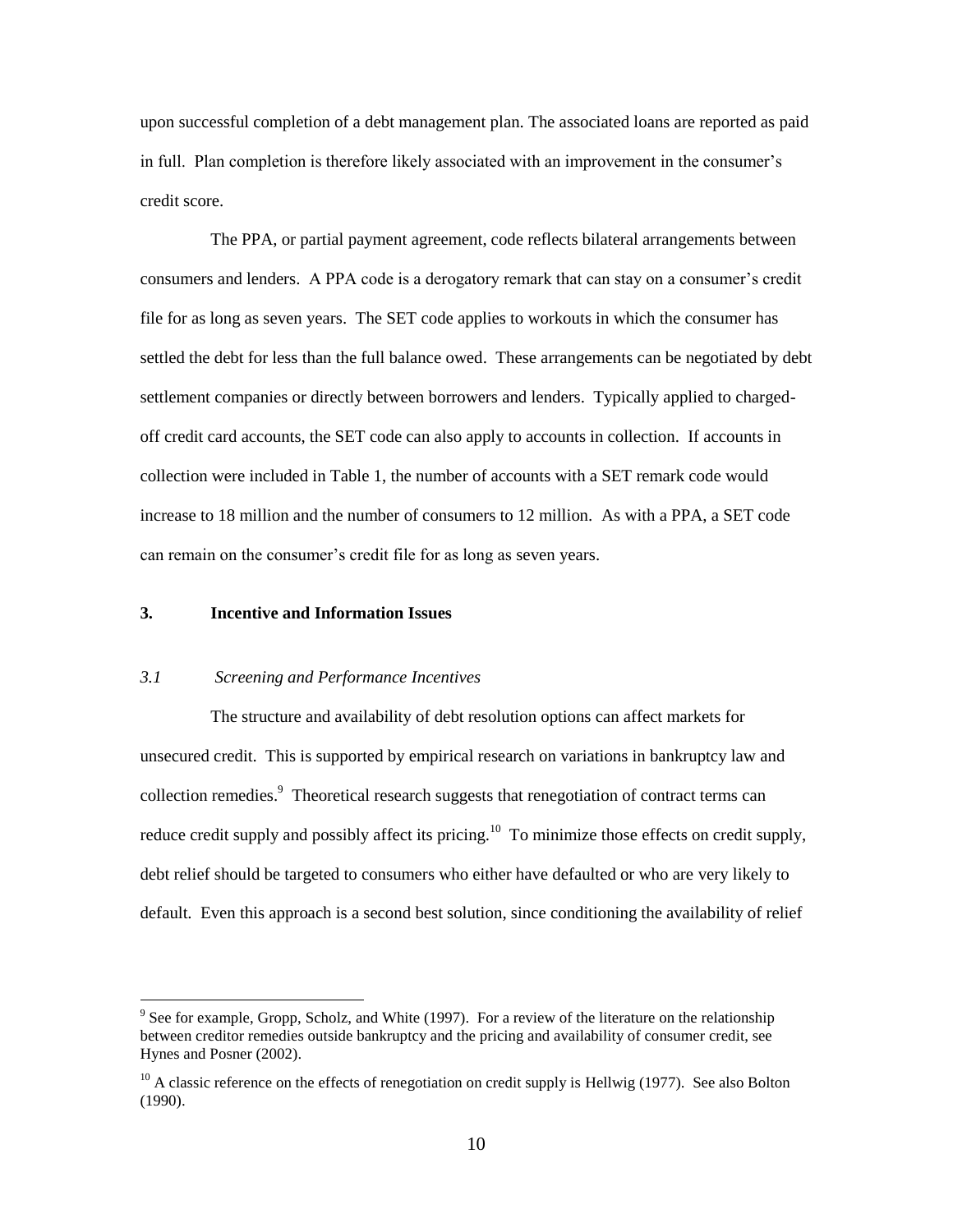upon successful completion of a debt management plan. The associated loans are reported as paid in full. Plan completion is therefore likely associated with an improvement in the consumer's credit score.

The PPA, or partial payment agreement, code reflects bilateral arrangements between consumers and lenders. A PPA code is a derogatory remark that can stay on a consumer's credit file for as long as seven years. The SET code applies to workouts in which the consumer has settled the debt for less than the full balance owed. These arrangements can be negotiated by debt settlement companies or directly between borrowers and lenders. Typically applied to charged-off credit card accounts, the SET code can also apply to accounts in collection. If accounts in collection were included in Table 1, the number of accounts with a SET remark code would increase to 18 million and the number of consumers to 12 million. As with a PPA, a SET code can remain on the consumer's credit file for as long as seven years.

## 3. Incentive and Information Issues

### *3.1 Screening and Performance Incentives*

The structure and availability of debt resolution options can affect markets for unsecured credit. This is supported by empirical research on variations in bankruptcy law and collection remedies.[9] Theoretical research suggests that renegotiation of contract terms can reduce credit supply and possibly affect its pricing.[10] To minimize those effects on credit supply, debt relief should be targeted to consumers who either have defaulted or who are very likely to default. Even this approach is a second best solution, since conditioning the availability of relief

---

[9] See for example, Gropp, Scholz, and White (1997). For a review of the literature on the relationship between creditor remedies outside bankruptcy and the pricing and availability of consumer credit, see Hynes and Posner (2002).

[10] A classic reference on the effects of renegotiation on credit supply is Hellwig (1977). See also Bolton (1990).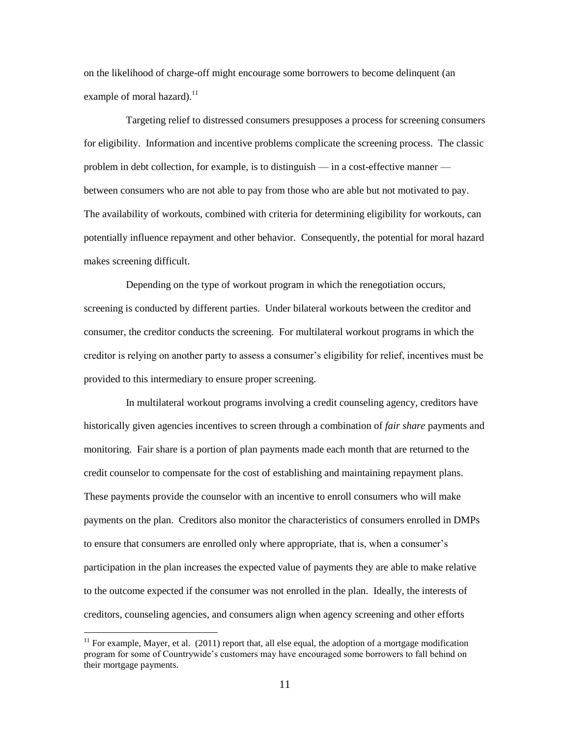on the likelihood of charge-off might encourage some borrowers to become delinquent (an example of moral hazard).[11]

Targeting relief to distressed consumers presupposes a process for screening consumers for eligibility. Information and incentive problems complicate the screening process. The classic problem in debt collection, for example, is to distinguish — in a cost-effective manner — between consumers who are not able to pay from those who are able but not motivated to pay. The availability of workouts, combined with criteria for determining eligibility for workouts, can potentially influence repayment and other behavior. Consequently, the potential for moral hazard makes screening difficult.

Depending on the type of workout program in which the renegotiation occurs, screening is conducted by different parties. Under bilateral workouts between the creditor and consumer, the creditor conducts the screening. For multilateral workout programs in which the creditor is relying on another party to assess a consumer's eligibility for relief, incentives must be provided to this intermediary to ensure proper screening.

In multilateral workout programs involving a credit counseling agency, creditors have historically given agencies incentives to screen through a combination of *fair share* payments and monitoring. Fair share is a portion of plan payments made each month that are returned to the credit counselor to compensate for the cost of establishing and maintaining repayment plans. These payments provide the counselor with an incentive to enroll consumers who will make payments on the plan. Creditors also monitor the characteristics of consumers enrolled in DMPs to ensure that consumers are enrolled only where appropriate, that is, when a consumer's participation in the plan increases the expected value of payments they are able to make relative to the outcome expected if the consumer was not enrolled in the plan. Ideally, the interests of creditors, counseling agencies, and consumers align when agency screening and other efforts

[11] For example, Mayer, et al. (2011) report that, all else equal, the adoption of a mortgage modification program for some of Countrywide's customers may have encouraged some borrowers to fall behind on their mortgage payments.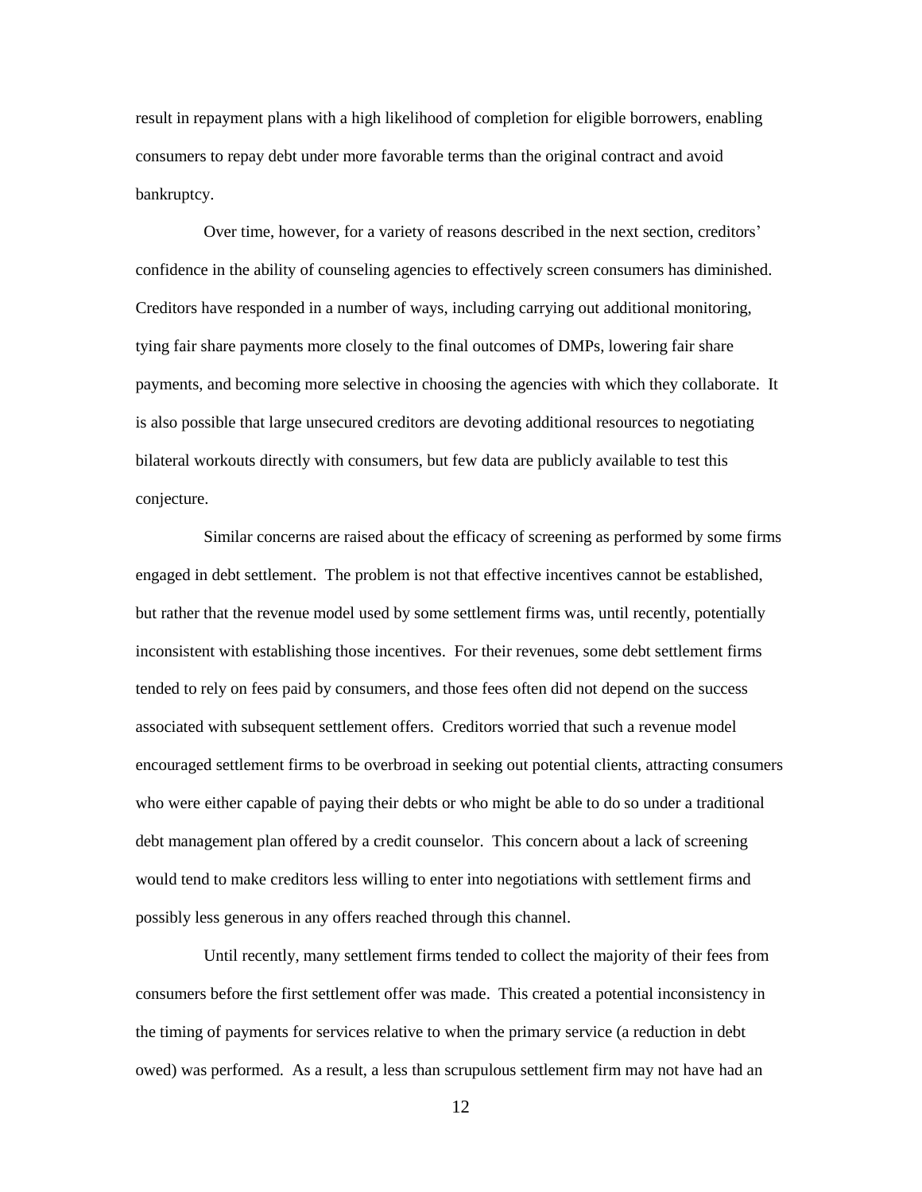result in repayment plans with a high likelihood of completion for eligible borrowers, enabling consumers to repay debt under more favorable terms than the original contract and avoid bankruptcy.

Over time, however, for a variety of reasons described in the next section, creditors' confidence in the ability of counseling agencies to effectively screen consumers has diminished. Creditors have responded in a number of ways, including carrying out additional monitoring, tying fair share payments more closely to the final outcomes of DMPs, lowering fair share payments, and becoming more selective in choosing the agencies with which they collaborate. It is also possible that large unsecured creditors are devoting additional resources to negotiating bilateral workouts directly with consumers, but few data are publicly available to test this conjecture.

Similar concerns are raised about the efficacy of screening as performed by some firms engaged in debt settlement. The problem is not that effective incentives cannot be established, but rather that the revenue model used by some settlement firms was, until recently, potentially inconsistent with establishing those incentives. For their revenues, some debt settlement firms tended to rely on fees paid by consumers, and those fees often did not depend on the success associated with subsequent settlement offers. Creditors worried that such a revenue model encouraged settlement firms to be overbroad in seeking out potential clients, attracting consumers who were either capable of paying their debts or who might be able to do so under a traditional debt management plan offered by a credit counselor. This concern about a lack of screening would tend to make creditors less willing to enter into negotiations with settlement firms and possibly less generous in any offers reached through this channel.

Until recently, many settlement firms tended to collect the majority of their fees from consumers before the first settlement offer was made. This created a potential inconsistency in the timing of payments for services relative to when the primary service (a reduction in debt owed) was performed. As a result, a less than scrupulous settlement firm may not have had an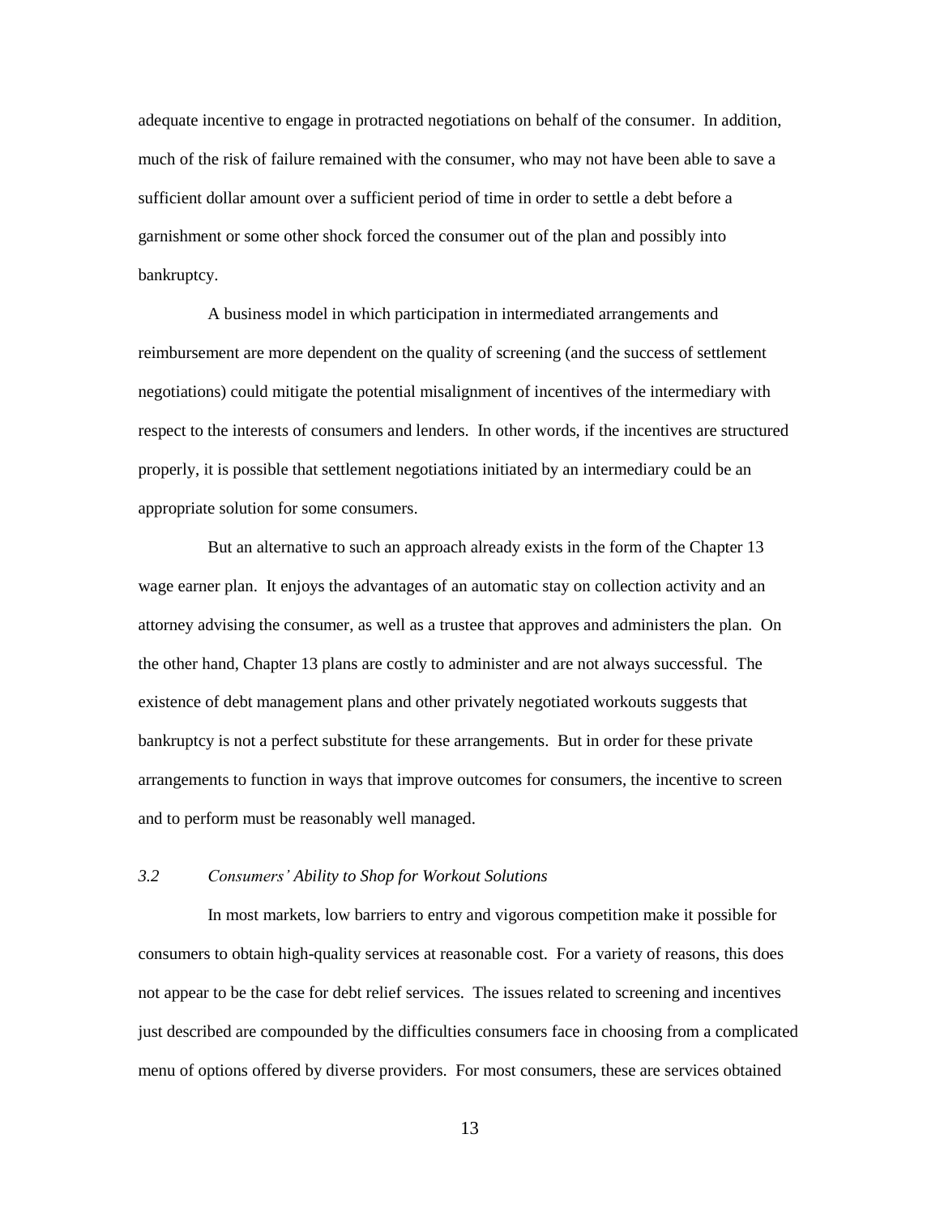adequate incentive to engage in protracted negotiations on behalf of the consumer. In addition, much of the risk of failure remained with the consumer, who may not have been able to save a sufficient dollar amount over a sufficient period of time in order to settle a debt before a garnishment or some other shock forced the consumer out of the plan and possibly into bankruptcy.

A business model in which participation in intermediated arrangements and reimbursement are more dependent on the quality of screening (and the success of settlement negotiations) could mitigate the potential misalignment of incentives of the intermediary with respect to the interests of consumers and lenders. In other words, if the incentives are structured properly, it is possible that settlement negotiations initiated by an intermediary could be an appropriate solution for some consumers.

But an alternative to such an approach already exists in the form of the Chapter 13 wage earner plan. It enjoys the advantages of an automatic stay on collection activity and an attorney advising the consumer, as well as a trustee that approves and administers the plan. On the other hand, Chapter 13 plans are costly to administer and are not always successful. The existence of debt management plans and other privately negotiated workouts suggests that bankruptcy is not a perfect substitute for these arrangements. But in order for these private arrangements to function in ways that improve outcomes for consumers, the incentive to screen and to perform must be reasonably well managed.

### *3.2 Consumers' Ability to Shop for Workout Solutions*

In most markets, low barriers to entry and vigorous competition make it possible for consumers to obtain high-quality services at reasonable cost. For a variety of reasons, this does not appear to be the case for debt relief services. The issues related to screening and incentives just described are compounded by the difficulties consumers face in choosing from a complicated menu of options offered by diverse providers. For most consumers, these are services obtained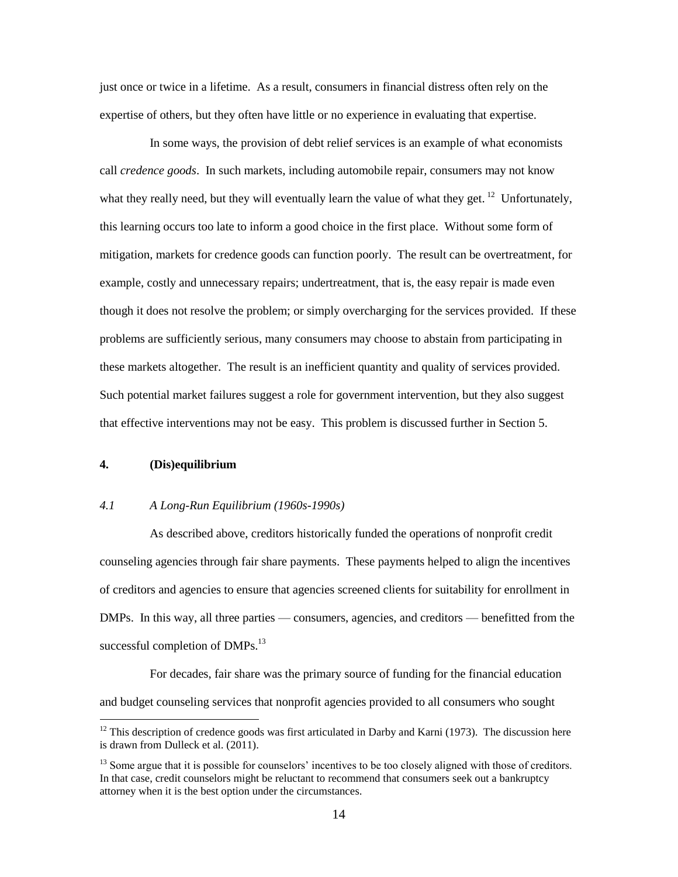just once or twice in a lifetime. As a result, consumers in financial distress often rely on the expertise of others, but they often have little or no experience in evaluating that expertise.

In some ways, the provision of debt relief services is an example of what economists call *credence goods*. In such markets, including automobile repair, consumers may not know what they really need, but they will eventually learn the value of what they get.[12] Unfortunately, this learning occurs too late to inform a good choice in the first place. Without some form of mitigation, markets for credence goods can function poorly. The result can be overtreatment, for example, costly and unnecessary repairs; undertreatment, that is, the easy repair is made even though it does not resolve the problem; or simply overcharging for the services provided. If these problems are sufficiently serious, many consumers may choose to abstain from participating in these markets altogether. The result is an inefficient quantity and quality of services provided. Such potential market failures suggest a role for government intervention, but they also suggest that effective interventions may not be easy. This problem is discussed further in Section 5.

## 4. (Dis)equilibrium

### *4.1 A Long-Run Equilibrium (1960s-1990s)*

As described above, creditors historically funded the operations of nonprofit credit counseling agencies through fair share payments. These payments helped to align the incentives of creditors and agencies to ensure that agencies screened clients for suitability for enrollment in DMPs. In this way, all three parties — consumers, agencies, and creditors — benefitted from the successful completion of DMPs.[13]

For decades, fair share was the primary source of funding for the financial education and budget counseling services that nonprofit agencies provided to all consumers who sought

---

[12] This description of credence goods was first articulated in Darby and Karni (1973). The discussion here is drawn from Dulleck et al. (2011).

[13] Some argue that it is possible for counselors' incentives to be too closely aligned with those of creditors. In that case, credit counselors might be reluctant to recommend that consumers seek out a bankruptcy attorney when it is the best option under the circumstances.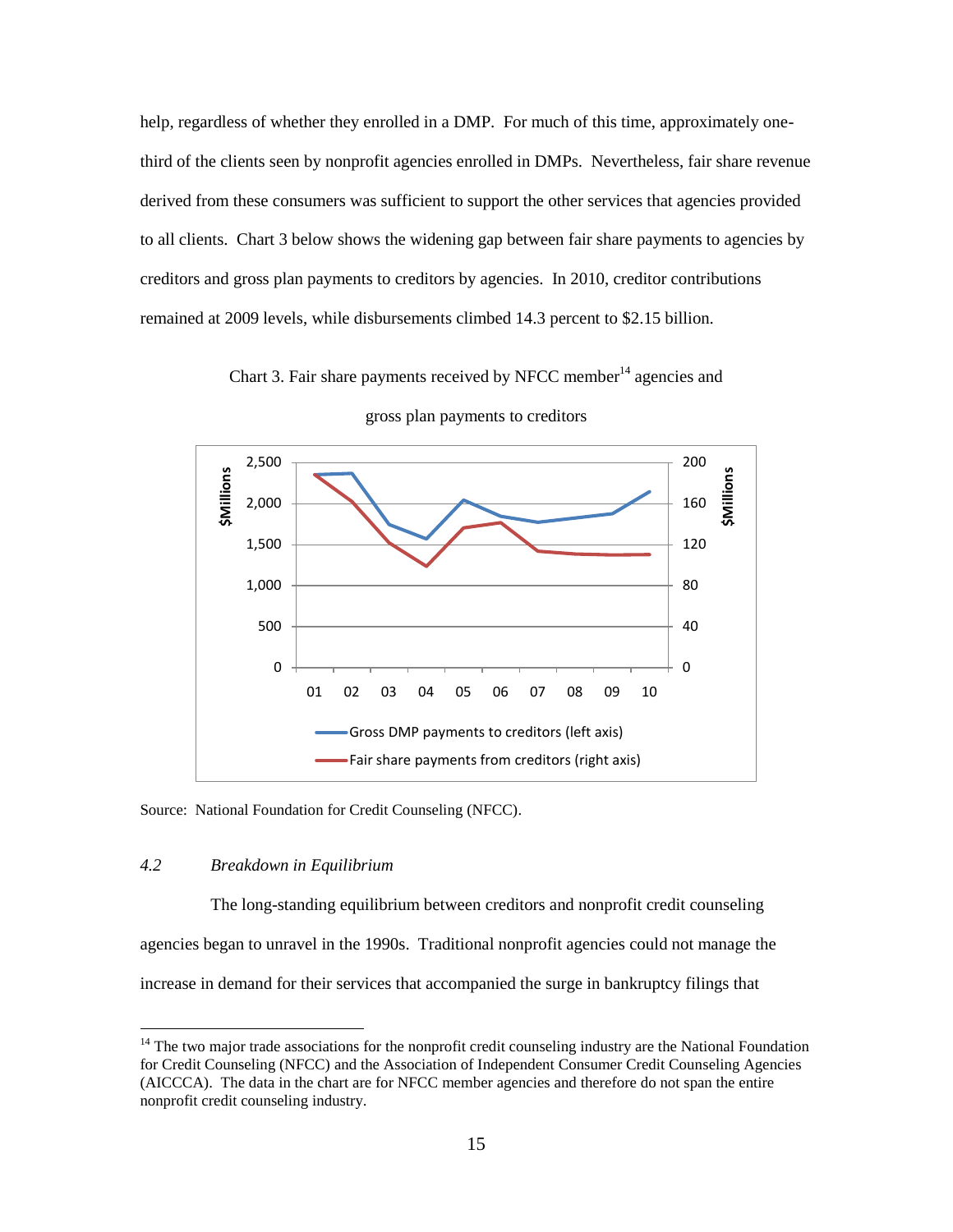help, regardless of whether they enrolled in a DMP. For much of this time, approximately one-third of the clients seen by nonprofit agencies enrolled in DMPs. Nevertheless, fair share revenue derived from these consumers was sufficient to support the other services that agencies provided to all clients. Chart 3 below shows the widening gap between fair share payments to agencies by creditors and gross plan payments to creditors by agencies. In 2010, creditor contributions remained at 2009 levels, while disbursements climbed 14.3 percent to $2.15 billion.

Chart 3. Fair share payments received by NFCC member[14] agencies and gross plan payments to creditors

Source: National Foundation for Credit Counseling (NFCC).

### 4.2 *Breakdown in Equilibrium*

The long-standing equilibrium between creditors and nonprofit credit counseling agencies began to unravel in the 1990s. Traditional nonprofit agencies could not manage the increase in demand for their services that accompanied the surge in bankruptcy filings that

[14] The two major trade associations for the nonprofit credit counseling industry are the National Foundation for Credit Counseling (NFCC) and the Association of Independent Consumer Credit Counseling Agencies (AICCCA). The data in the chart are for NFCC member agencies and therefore do not span the entire nonprofit credit counseling industry.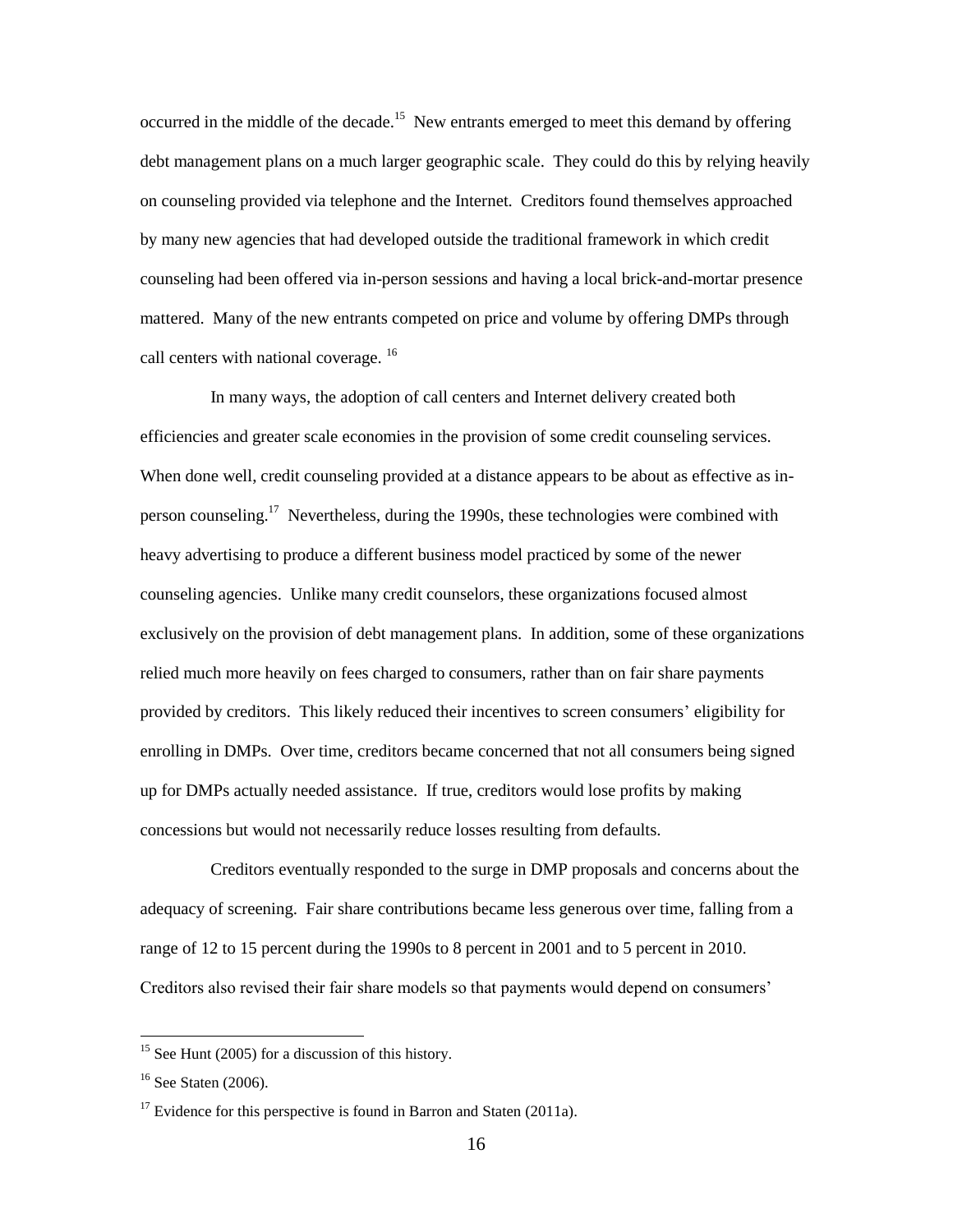occurred in the middle of the decade.[15] New entrants emerged to meet this demand by offering debt management plans on a much larger geographic scale. They could do this by relying heavily on counseling provided via telephone and the Internet. Creditors found themselves approached by many new agencies that had developed outside the traditional framework in which credit counseling had been offered via in-person sessions and having a local brick-and-mortar presence mattered. Many of the new entrants competed on price and volume by offering DMPs through call centers with national coverage. [16]

In many ways, the adoption of call centers and Internet delivery created both efficiencies and greater scale economies in the provision of some credit counseling services. When done well, credit counseling provided at a distance appears to be about as effective as in-person counseling.[17] Nevertheless, during the 1990s, these technologies were combined with heavy advertising to produce a different business model practiced by some of the newer counseling agencies. Unlike many credit counselors, these organizations focused almost exclusively on the provision of debt management plans. In addition, some of these organizations relied much more heavily on fees charged to consumers, rather than on fair share payments provided by creditors. This likely reduced their incentives to screen consumers' eligibility for enrolling in DMPs. Over time, creditors became concerned that not all consumers being signed up for DMPs actually needed assistance. If true, creditors would lose profits by making concessions but would not necessarily reduce losses resulting from defaults.

Creditors eventually responded to the surge in DMP proposals and concerns about the adequacy of screening. Fair share contributions became less generous over time, falling from a range of 12 to 15 percent during the 1990s to 8 percent in 2001 and to 5 percent in 2010. Creditors also revised their fair share models so that payments would depend on consumers'

[15] See Hunt (2005) for a discussion of this history.

[16] See Staten (2006).

[17] Evidence for this perspective is found in Barron and Staten (2011a).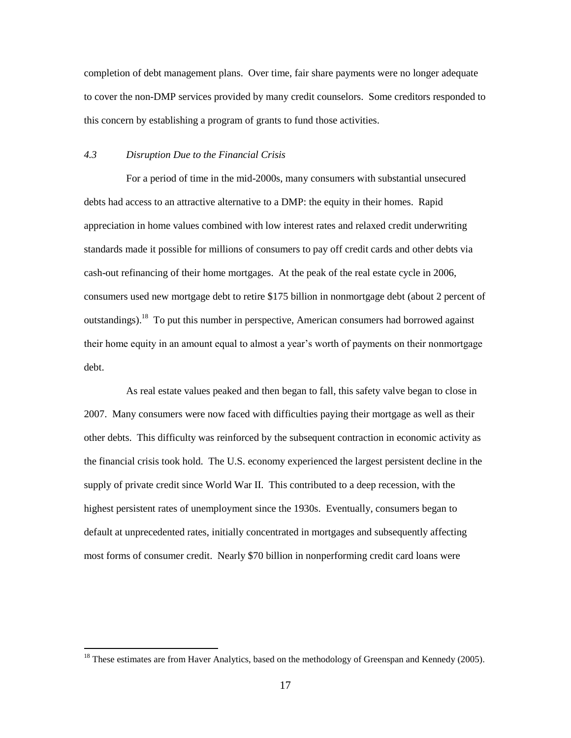completion of debt management plans. Over time, fair share payments were no longer adequate to cover the non-DMP services provided by many credit counselors. Some creditors responded to this concern by establishing a program of grants to fund those activities.

### *4.3 Disruption Due to the Financial Crisis*

For a period of time in the mid-2000s, many consumers with substantial unsecured debts had access to an attractive alternative to a DMP: the equity in their homes. Rapid appreciation in home values combined with low interest rates and relaxed credit underwriting standards made it possible for millions of consumers to pay off credit cards and other debts via cash-out refinancing of their home mortgages. At the peak of the real estate cycle in 2006, consumers used new mortgage debt to retire $175 billion in nonmortgage debt (about 2 percent of outstandings).[18] To put this number in perspective, American consumers had borrowed against their home equity in an amount equal to almost a year's worth of payments on their nonmortgage debt.

As real estate values peaked and then began to fall, this safety valve began to close in 2007. Many consumers were now faced with difficulties paying their mortgage as well as their other debts. This difficulty was reinforced by the subsequent contraction in economic activity as the financial crisis took hold. The U.S. economy experienced the largest persistent decline in the supply of private credit since World War II. This contributed to a deep recession, with the highest persistent rates of unemployment since the 1930s. Eventually, consumers began to default at unprecedented rates, initially concentrated in mortgages and subsequently affecting most forms of consumer credit. Nearly $70 billion in nonperforming credit card loans were

[18] These estimates are from Haver Analytics, based on the methodology of Greenspan and Kennedy (2005).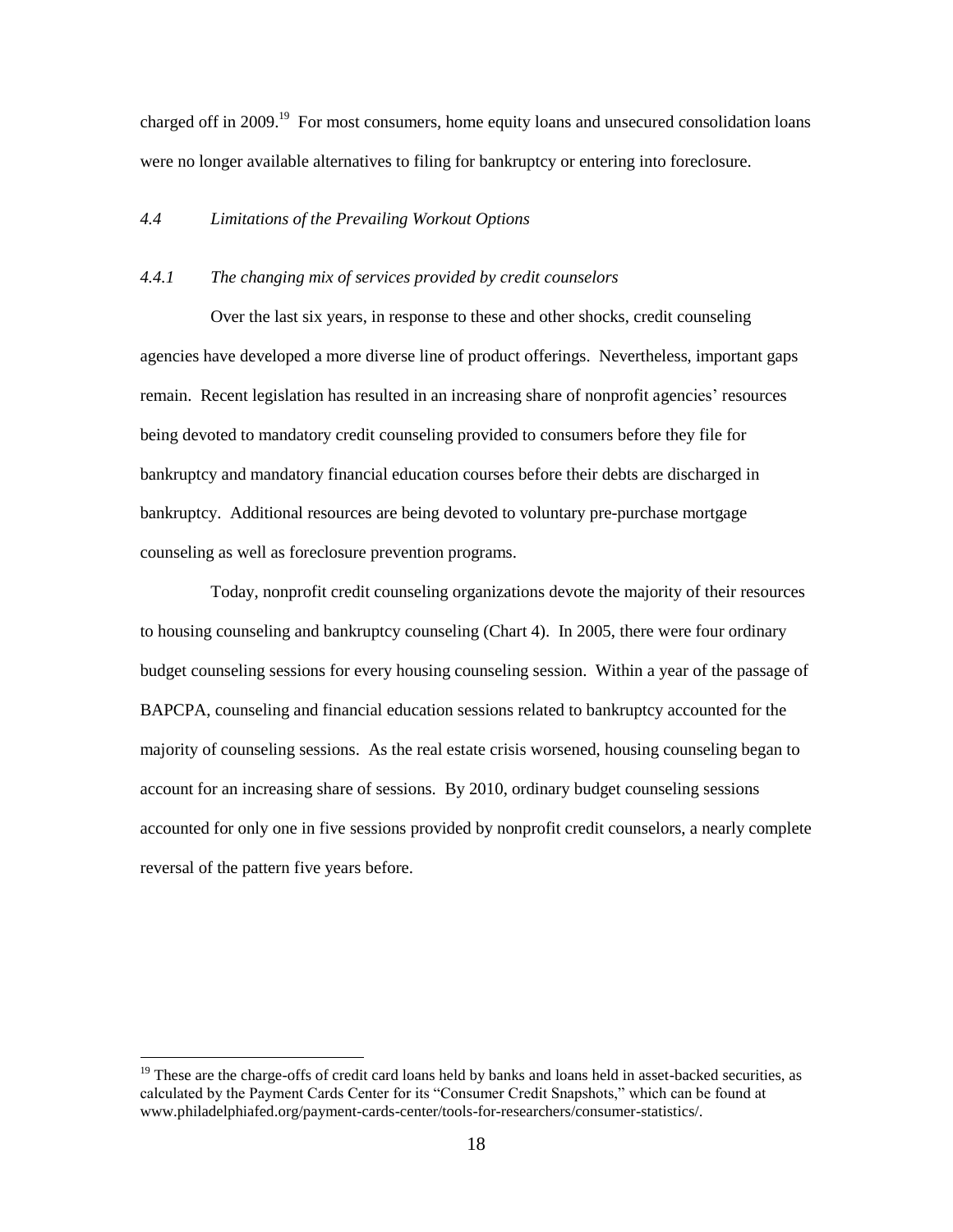charged off in 2009.[19] For most consumers, home equity loans and unsecured consolidation loans were no longer available alternatives to filing for bankruptcy or entering into foreclosure.

### *4.4 Limitations of the Prevailing Workout Options*

#### *4.4.1 The changing mix of services provided by credit counselors*

Over the last six years, in response to these and other shocks, credit counseling agencies have developed a more diverse line of product offerings. Nevertheless, important gaps remain. Recent legislation has resulted in an increasing share of nonprofit agencies' resources being devoted to mandatory credit counseling provided to consumers before they file for bankruptcy and mandatory financial education courses before their debts are discharged in bankruptcy. Additional resources are being devoted to voluntary pre-purchase mortgage counseling as well as foreclosure prevention programs.

Today, nonprofit credit counseling organizations devote the majority of their resources to housing counseling and bankruptcy counseling (Chart 4). In 2005, there were four ordinary budget counseling sessions for every housing counseling session. Within a year of the passage of BAPCPA, counseling and financial education sessions related to bankruptcy accounted for the majority of counseling sessions. As the real estate crisis worsened, housing counseling began to account for an increasing share of sessions. By 2010, ordinary budget counseling sessions accounted for only one in five sessions provided by nonprofit credit counselors, a nearly complete reversal of the pattern five years before.

---

[19] These are the charge-offs of credit card loans held by banks and loans held in asset-backed securities, as calculated by the Payment Cards Center for its "Consumer Credit Snapshots," which can be found at www.philadelphiafed.org/payment-cards-center/tools-for-researchers/consumer-statistics/.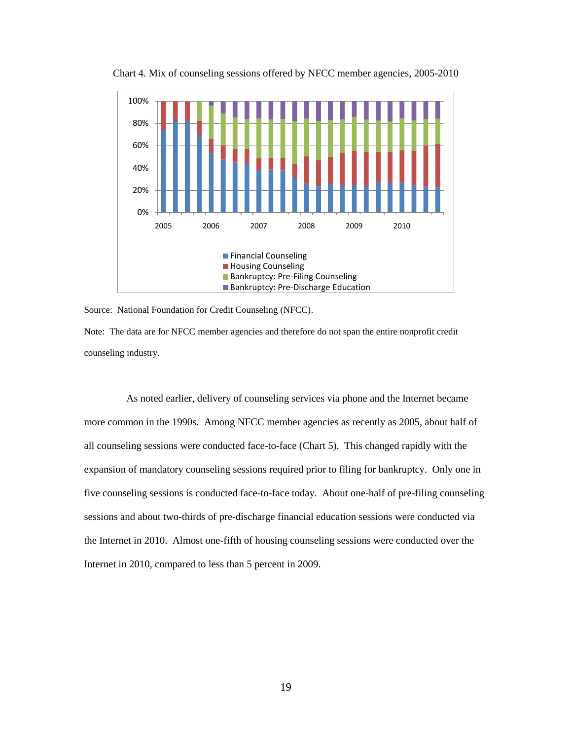Chart 4. Mix of counseling sessions offered by NFCC member agencies, 2005-2010

Source: National Foundation for Credit Counseling (NFCC).

Note: The data are for NFCC member agencies and therefore do not span the entire nonprofit credit counseling industry.

As noted earlier, delivery of counseling services via phone and the Internet became more common in the 1990s. Among NFCC member agencies as recently as 2005, about half of all counseling sessions were conducted face-to-face (Chart 5). This changed rapidly with the expansion of mandatory counseling sessions required prior to filing for bankruptcy. Only one in five counseling sessions is conducted face-to-face today. About one-half of pre-filing counseling sessions and about two-thirds of pre-discharge financial education sessions were conducted via the Internet in 2010. Almost one-fifth of housing counseling sessions were conducted over the Internet in 2010, compared to less than 5 percent in 2009.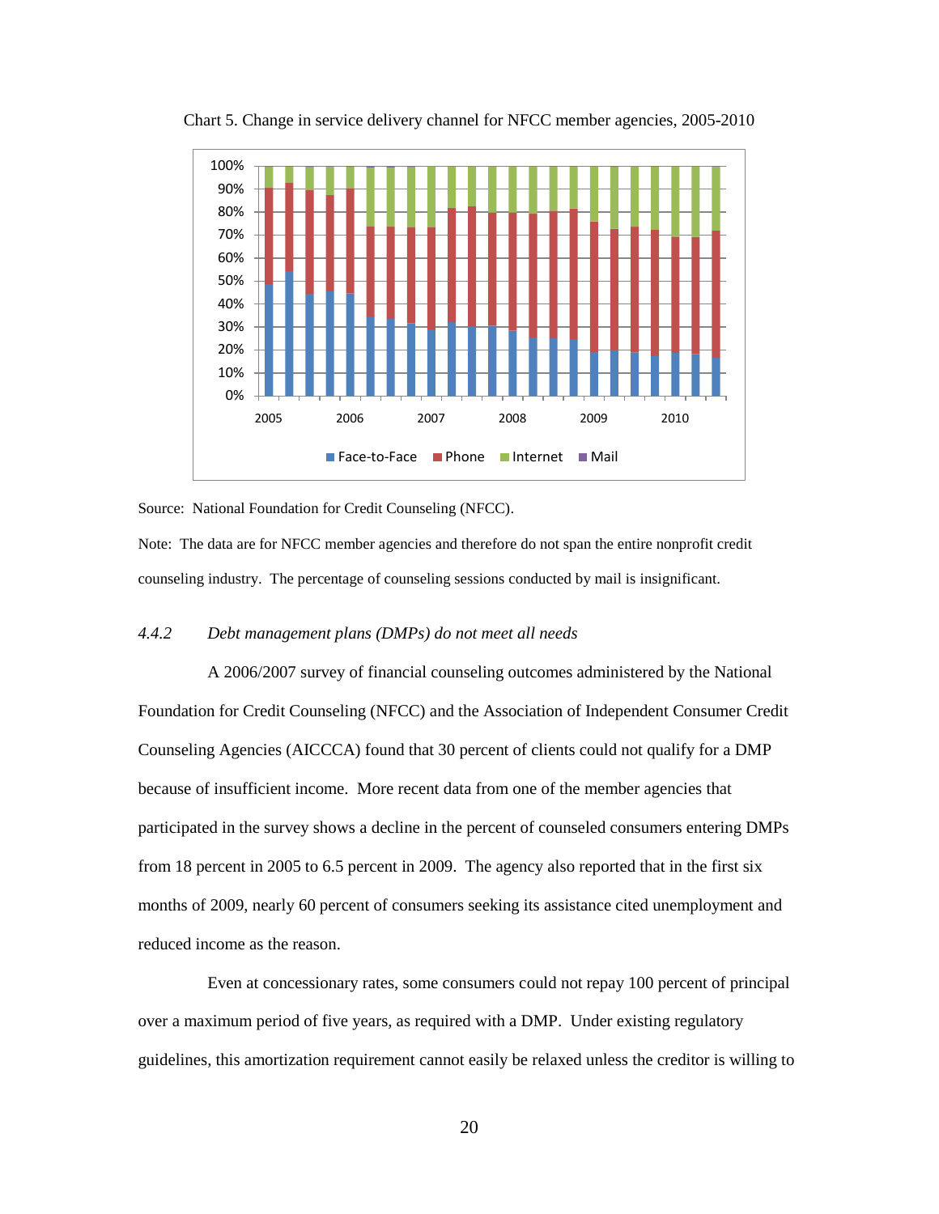Chart 5. Change in service delivery channel for NFCC member agencies, 2005-2010

Source: National Foundation for Credit Counseling (NFCC).

Note: The data are for NFCC member agencies and therefore do not span the entire nonprofit credit counseling industry. The percentage of counseling sessions conducted by mail is insignificant.

#### *4.4.2 Debt management plans (DMPs) do not meet all needs*

A 2006/2007 survey of financial counseling outcomes administered by the National Foundation for Credit Counseling (NFCC) and the Association of Independent Consumer Credit Counseling Agencies (AICCCA) found that 30 percent of clients could not qualify for a DMP because of insufficient income. More recent data from one of the member agencies that participated in the survey shows a decline in the percent of counseled consumers entering DMPs from 18 percent in 2005 to 6.5 percent in 2009. The agency also reported that in the first six months of 2009, nearly 60 percent of consumers seeking its assistance cited unemployment and reduced income as the reason.

Even at concessionary rates, some consumers could not repay 100 percent of principal over a maximum period of five years, as required with a DMP. Under existing regulatory guidelines, this amortization requirement cannot easily be relaxed unless the creditor is willing to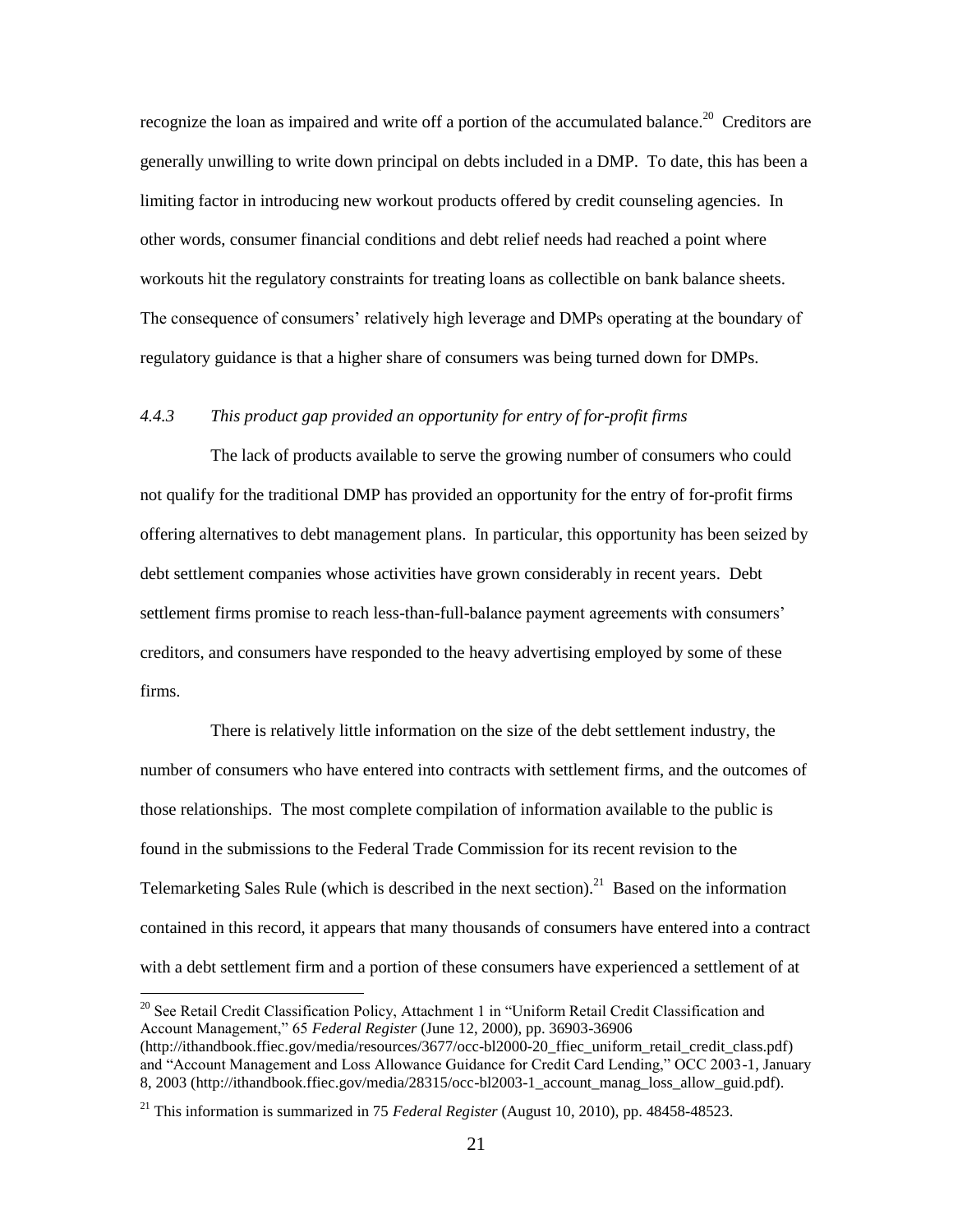recognize the loan as impaired and write off a portion of the accumulated balance.[20] Creditors are generally unwilling to write down principal on debts included in a DMP. To date, this has been a limiting factor in introducing new workout products offered by credit counseling agencies. In other words, consumer financial conditions and debt relief needs had reached a point where workouts hit the regulatory constraints for treating loans as collectible on bank balance sheets. The consequence of consumers' relatively high leverage and DMPs operating at the boundary of regulatory guidance is that a higher share of consumers was being turned down for DMPs.

### *4.4.3 This product gap provided an opportunity for entry of for-profit firms*

The lack of products available to serve the growing number of consumers who could not qualify for the traditional DMP has provided an opportunity for the entry of for-profit firms offering alternatives to debt management plans. In particular, this opportunity has been seized by debt settlement companies whose activities have grown considerably in recent years. Debt settlement firms promise to reach less-than-full-balance payment agreements with consumers' creditors, and consumers have responded to the heavy advertising employed by some of these firms.

There is relatively little information on the size of the debt settlement industry, the number of consumers who have entered into contracts with settlement firms, and the outcomes of those relationships. The most complete compilation of information available to the public is found in the submissions to the Federal Trade Commission for its recent revision to the Telemarketing Sales Rule (which is described in the next section).[21] Based on the information contained in this record, it appears that many thousands of consumers have entered into a contract with a debt settlement firm and a portion of these consumers have experienced a settlement of at

---

[20] See Retail Credit Classification Policy, Attachment 1 in "Uniform Retail Credit Classification and Account Management," 65 *Federal Register* (June 12, 2000), pp. 36903-36906 (http://ithandbook.ffiec.gov/media/resources/3677/occ-bl2000-20_ffiec_uniform_retail_credit_class.pdf) and "Account Management and Loss Allowance Guidance for Credit Card Lending," OCC 2003-1, January 8, 2003 (http://ithandbook.ffiec.gov/media/28315/occ-bl2003-1_account_manag_loss_allow_guid.pdf).

[21] This information is summarized in 75 *Federal Register* (August 10, 2010), pp. 48458-48523.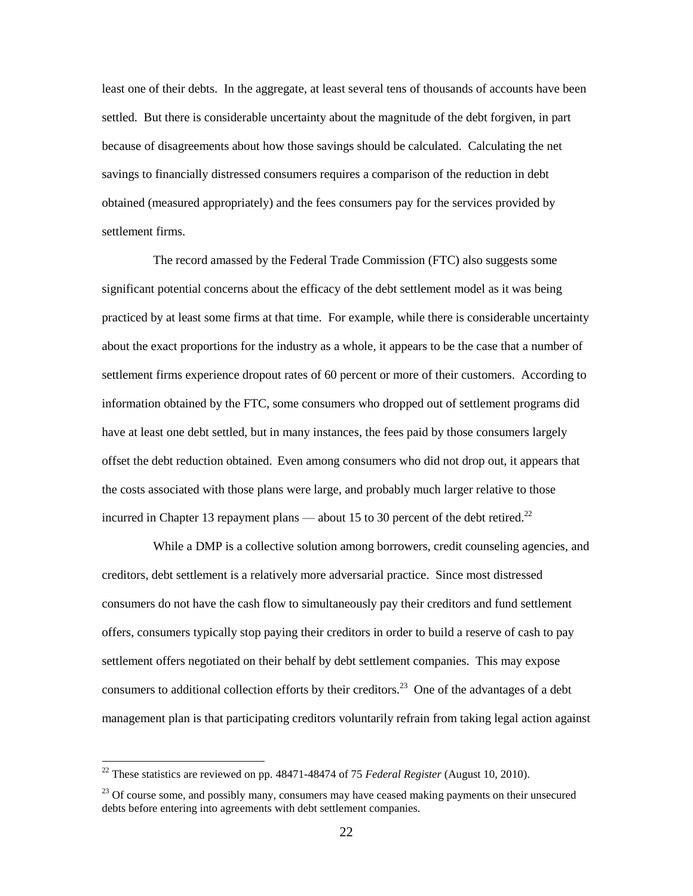least one of their debts. In the aggregate, at least several tens of thousands of accounts have been settled. But there is considerable uncertainty about the magnitude of the debt forgiven, in part because of disagreements about how those savings should be calculated. Calculating the net savings to financially distressed consumers requires a comparison of the reduction in debt obtained (measured appropriately) and the fees consumers pay for the services provided by settlement firms.

The record amassed by the Federal Trade Commission (FTC) also suggests some significant potential concerns about the efficacy of the debt settlement model as it was being practiced by at least some firms at that time. For example, while there is considerable uncertainty about the exact proportions for the industry as a whole, it appears to be the case that a number of settlement firms experience dropout rates of 60 percent or more of their customers. According to information obtained by the FTC, some consumers who dropped out of settlement programs did have at least one debt settled, but in many instances, the fees paid by those consumers largely offset the debt reduction obtained. Even among consumers who did not drop out, it appears that the costs associated with those plans were large, and probably much larger relative to those incurred in Chapter 13 repayment plans — about 15 to 30 percent of the debt retired.[22]

While a DMP is a collective solution among borrowers, credit counseling agencies, and creditors, debt settlement is a relatively more adversarial practice. Since most distressed consumers do not have the cash flow to simultaneously pay their creditors and fund settlement offers, consumers typically stop paying their creditors in order to build a reserve of cash to pay settlement offers negotiated on their behalf by debt settlement companies. This may expose consumers to additional collection efforts by their creditors.[23] One of the advantages of a debt management plan is that participating creditors voluntarily refrain from taking legal action against

---

[22] These statistics are reviewed on pp. 48471-48474 of 75 *Federal Register* (August 10, 2010).

[23] Of course some, and possibly many, consumers may have ceased making payments on their unsecured debts before entering into agreements with debt settlement companies.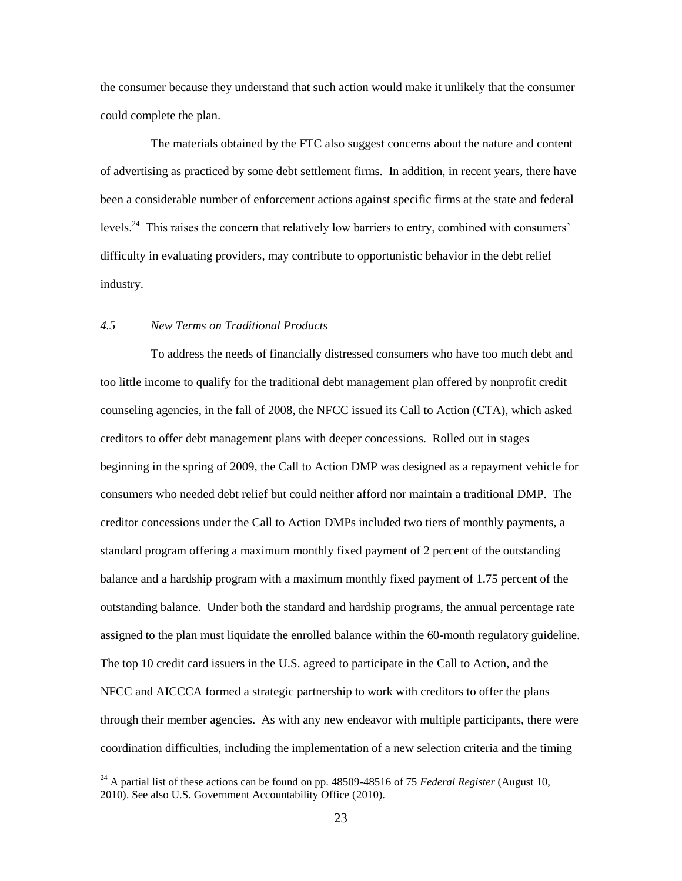the consumer because they understand that such action would make it unlikely that the consumer could complete the plan.

The materials obtained by the FTC also suggest concerns about the nature and content of advertising as practiced by some debt settlement firms. In addition, in recent years, there have been a considerable number of enforcement actions against specific firms at the state and federal levels.[24] This raises the concern that relatively low barriers to entry, combined with consumers' difficulty in evaluating providers, may contribute to opportunistic behavior in the debt relief industry.

### *4.5 New Terms on Traditional Products*

To address the needs of financially distressed consumers who have too much debt and too little income to qualify for the traditional debt management plan offered by nonprofit credit counseling agencies, in the fall of 2008, the NFCC issued its Call to Action (CTA), which asked creditors to offer debt management plans with deeper concessions. Rolled out in stages beginning in the spring of 2009, the Call to Action DMP was designed as a repayment vehicle for consumers who needed debt relief but could neither afford nor maintain a traditional DMP. The creditor concessions under the Call to Action DMPs included two tiers of monthly payments, a standard program offering a maximum monthly fixed payment of 2 percent of the outstanding balance and a hardship program with a maximum monthly fixed payment of 1.75 percent of the outstanding balance. Under both the standard and hardship programs, the annual percentage rate assigned to the plan must liquidate the enrolled balance within the 60-month regulatory guideline. The top 10 credit card issuers in the U.S. agreed to participate in the Call to Action, and the NFCC and AICCCA formed a strategic partnership to work with creditors to offer the plans through their member agencies. As with any new endeavor with multiple participants, there were coordination difficulties, including the implementation of a new selection criteria and the timing

---

[24] A partial list of these actions can be found on pp. 48509-48516 of 75 *Federal Register* (August 10, 2010). See also U.S. Government Accountability Office (2010).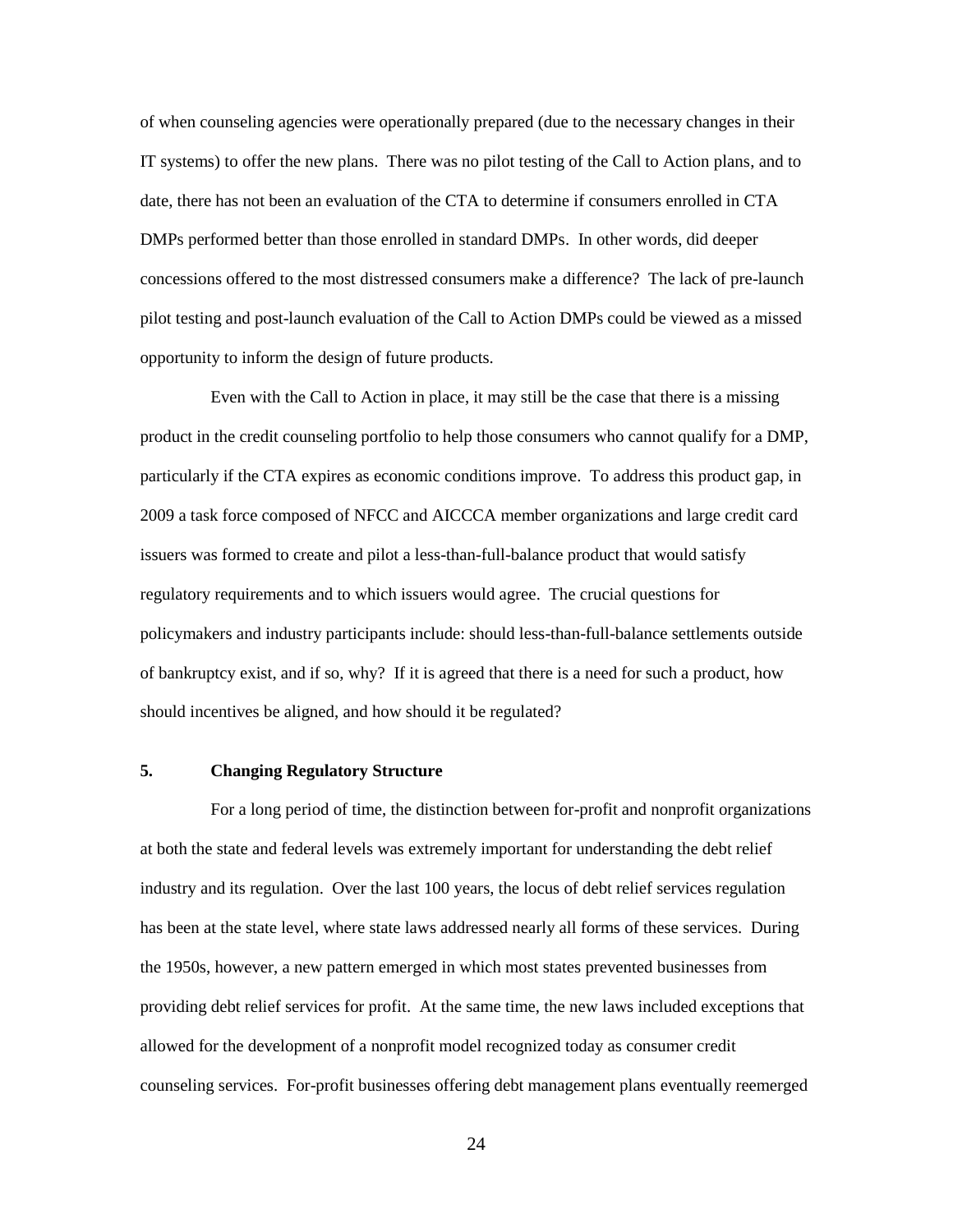of when counseling agencies were operationally prepared (due to the necessary changes in their IT systems) to offer the new plans. There was no pilot testing of the Call to Action plans, and to date, there has not been an evaluation of the CTA to determine if consumers enrolled in CTA DMPs performed better than those enrolled in standard DMPs. In other words, did deeper concessions offered to the most distressed consumers make a difference? The lack of pre-launch pilot testing and post-launch evaluation of the Call to Action DMPs could be viewed as a missed opportunity to inform the design of future products.

Even with the Call to Action in place, it may still be the case that there is a missing product in the credit counseling portfolio to help those consumers who cannot qualify for a DMP, particularly if the CTA expires as economic conditions improve. To address this product gap, in 2009 a task force composed of NFCC and AICCCA member organizations and large credit card issuers was formed to create and pilot a less-than-full-balance product that would satisfy regulatory requirements and to which issuers would agree. The crucial questions for policymakers and industry participants include: should less-than-full-balance settlements outside of bankruptcy exist, and if so, why? If it is agreed that there is a need for such a product, how should incentives be aligned, and how should it be regulated?

## 5. Changing Regulatory Structure

For a long period of time, the distinction between for-profit and nonprofit organizations at both the state and federal levels was extremely important for understanding the debt relief industry and its regulation. Over the last 100 years, the locus of debt relief services regulation has been at the state level, where state laws addressed nearly all forms of these services. During the 1950s, however, a new pattern emerged in which most states prevented businesses from providing debt relief services for profit. At the same time, the new laws included exceptions that allowed for the development of a nonprofit model recognized today as consumer credit counseling services. For-profit businesses offering debt management plans eventually reemerged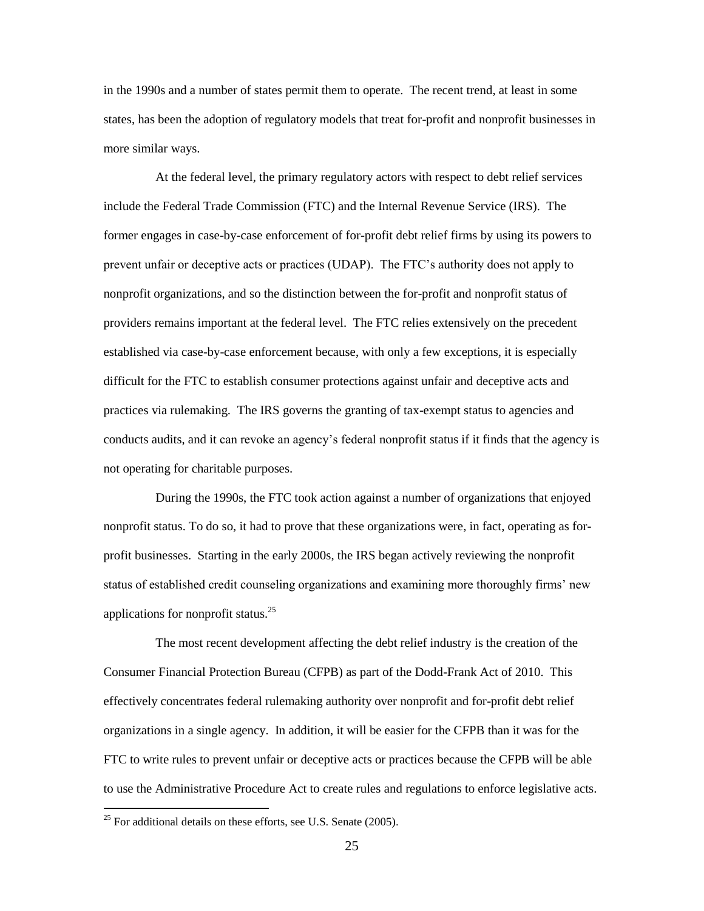in the 1990s and a number of states permit them to operate. The recent trend, at least in some states, has been the adoption of regulatory models that treat for-profit and nonprofit businesses in more similar ways.

At the federal level, the primary regulatory actors with respect to debt relief services include the Federal Trade Commission (FTC) and the Internal Revenue Service (IRS). The former engages in case-by-case enforcement of for-profit debt relief firms by using its powers to prevent unfair or deceptive acts or practices (UDAP). The FTC's authority does not apply to nonprofit organizations, and so the distinction between the for-profit and nonprofit status of providers remains important at the federal level. The FTC relies extensively on the precedent established via case-by-case enforcement because, with only a few exceptions, it is especially difficult for the FTC to establish consumer protections against unfair and deceptive acts and practices via rulemaking. The IRS governs the granting of tax-exempt status to agencies and conducts audits, and it can revoke an agency's federal nonprofit status if it finds that the agency is not operating for charitable purposes.

During the 1990s, the FTC took action against a number of organizations that enjoyed nonprofit status. To do so, it had to prove that these organizations were, in fact, operating as for-profit businesses. Starting in the early 2000s, the IRS began actively reviewing the nonprofit status of established credit counseling organizations and examining more thoroughly firms' new applications for nonprofit status.[25]

The most recent development affecting the debt relief industry is the creation of the Consumer Financial Protection Bureau (CFPB) as part of the Dodd-Frank Act of 2010. This effectively concentrates federal rulemaking authority over nonprofit and for-profit debt relief organizations in a single agency. In addition, it will be easier for the CFPB than it was for the FTC to write rules to prevent unfair or deceptive acts or practices because the CFPB will be able to use the Administrative Procedure Act to create rules and regulations to enforce legislative acts.

[25] For additional details on these efforts, see U.S. Senate (2005).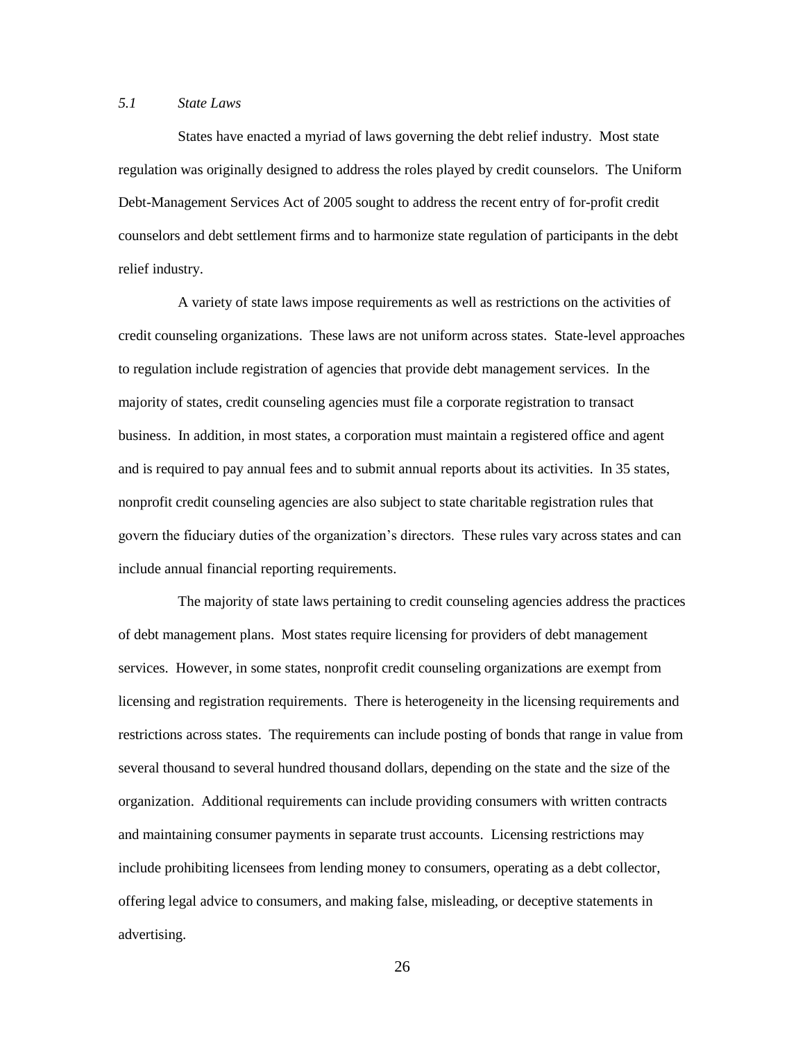### *5.1 State Laws*

States have enacted a myriad of laws governing the debt relief industry. Most state regulation was originally designed to address the roles played by credit counselors. The Uniform Debt-Management Services Act of 2005 sought to address the recent entry of for-profit credit counselors and debt settlement firms and to harmonize state regulation of participants in the debt relief industry.

A variety of state laws impose requirements as well as restrictions on the activities of credit counseling organizations. These laws are not uniform across states. State-level approaches to regulation include registration of agencies that provide debt management services. In the majority of states, credit counseling agencies must file a corporate registration to transact business. In addition, in most states, a corporation must maintain a registered office and agent and is required to pay annual fees and to submit annual reports about its activities. In 35 states, nonprofit credit counseling agencies are also subject to state charitable registration rules that govern the fiduciary duties of the organization's directors. These rules vary across states and can include annual financial reporting requirements.

The majority of state laws pertaining to credit counseling agencies address the practices of debt management plans. Most states require licensing for providers of debt management services. However, in some states, nonprofit credit counseling organizations are exempt from licensing and registration requirements. There is heterogeneity in the licensing requirements and restrictions across states. The requirements can include posting of bonds that range in value from several thousand to several hundred thousand dollars, depending on the state and the size of the organization. Additional requirements can include providing consumers with written contracts and maintaining consumer payments in separate trust accounts. Licensing restrictions may include prohibiting licensees from lending money to consumers, operating as a debt collector, offering legal advice to consumers, and making false, misleading, or deceptive statements in advertising.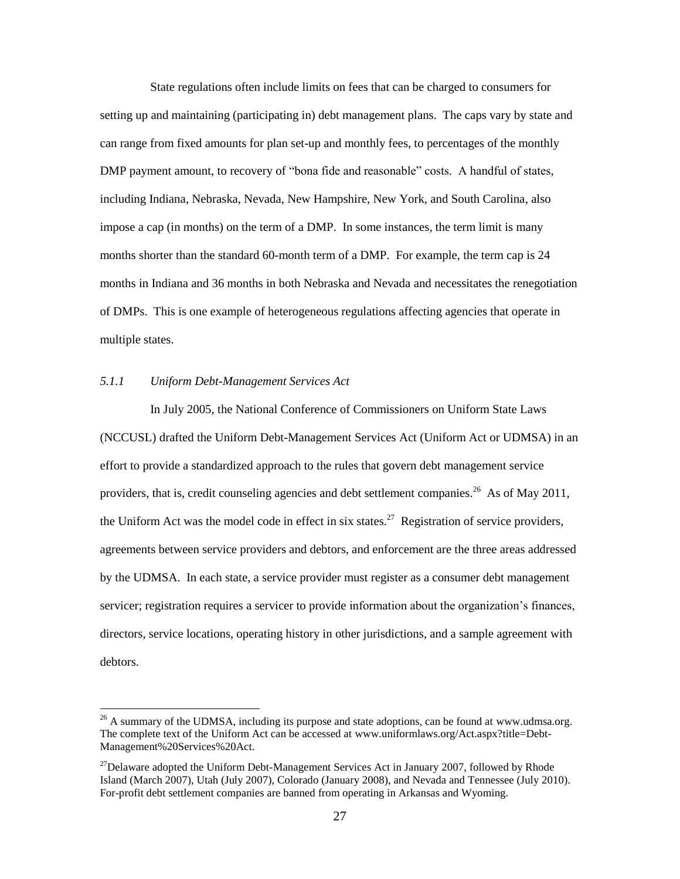State regulations often include limits on fees that can be charged to consumers for setting up and maintaining (participating in) debt management plans. The caps vary by state and can range from fixed amounts for plan set-up and monthly fees, to percentages of the monthly DMP payment amount, to recovery of "bona fide and reasonable" costs. A handful of states, including Indiana, Nebraska, Nevada, New Hampshire, New York, and South Carolina, also impose a cap (in months) on the term of a DMP. In some instances, the term limit is many months shorter than the standard 60-month term of a DMP. For example, the term cap is 24 months in Indiana and 36 months in both Nebraska and Nevada and necessitates the renegotiation of DMPs. This is one example of heterogeneous regulations affecting agencies that operate in multiple states.

### *5.1.1 Uniform Debt-Management Services Act*

In July 2005, the National Conference of Commissioners on Uniform State Laws (NCCUSL) drafted the Uniform Debt-Management Services Act (Uniform Act or UDMSA) in an effort to provide a standardized approach to the rules that govern debt management service providers, that is, credit counseling agencies and debt settlement companies.[26] As of May 2011, the Uniform Act was the model code in effect in six states.[27] Registration of service providers, agreements between service providers and debtors, and enforcement are the three areas addressed by the UDMSA. In each state, a service provider must register as a consumer debt management servicer; registration requires a servicer to provide information about the organization's finances, directors, service locations, operating history in other jurisdictions, and a sample agreement with debtors.

---

[26] A summary of the UDMSA, including its purpose and state adoptions, can be found at www.udmsa.org. The complete text of the Uniform Act can be accessed at www.uniformlaws.org/Act.aspx?title=Debt-Management%20Services%20Act.

[27] Delaware adopted the Uniform Debt-Management Services Act in January 2007, followed by Rhode Island (March 2007), Utah (July 2007), Colorado (January 2008), and Nevada and Tennessee (July 2010). For-profit debt settlement companies are banned from operating in Arkansas and Wyoming.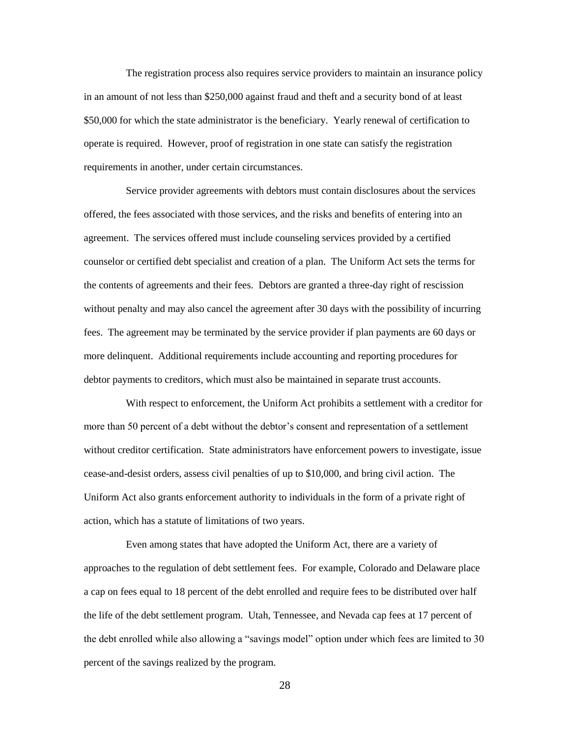The registration process also requires service providers to maintain an insurance policy in an amount of not less than $250,000 against fraud and theft and a security bond of at least $50,000 for which the state administrator is the beneficiary. Yearly renewal of certification to operate is required. However, proof of registration in one state can satisfy the registration requirements in another, under certain circumstances.

Service provider agreements with debtors must contain disclosures about the services offered, the fees associated with those services, and the risks and benefits of entering into an agreement. The services offered must include counseling services provided by a certified counselor or certified debt specialist and creation of a plan. The Uniform Act sets the terms for the contents of agreements and their fees. Debtors are granted a three-day right of rescission without penalty and may also cancel the agreement after 30 days with the possibility of incurring fees. The agreement may be terminated by the service provider if plan payments are 60 days or more delinquent. Additional requirements include accounting and reporting procedures for debtor payments to creditors, which must also be maintained in separate trust accounts.

With respect to enforcement, the Uniform Act prohibits a settlement with a creditor for more than 50 percent of a debt without the debtor's consent and representation of a settlement without creditor certification. State administrators have enforcement powers to investigate, issue cease-and-desist orders, assess civil penalties of up to $10,000, and bring civil action. The Uniform Act also grants enforcement authority to individuals in the form of a private right of action, which has a statute of limitations of two years.

Even among states that have adopted the Uniform Act, there are a variety of approaches to the regulation of debt settlement fees. For example, Colorado and Delaware place a cap on fees equal to 18 percent of the debt enrolled and require fees to be distributed over half the life of the debt settlement program. Utah, Tennessee, and Nevada cap fees at 17 percent of the debt enrolled while also allowing a "savings model" option under which fees are limited to 30 percent of the savings realized by the program.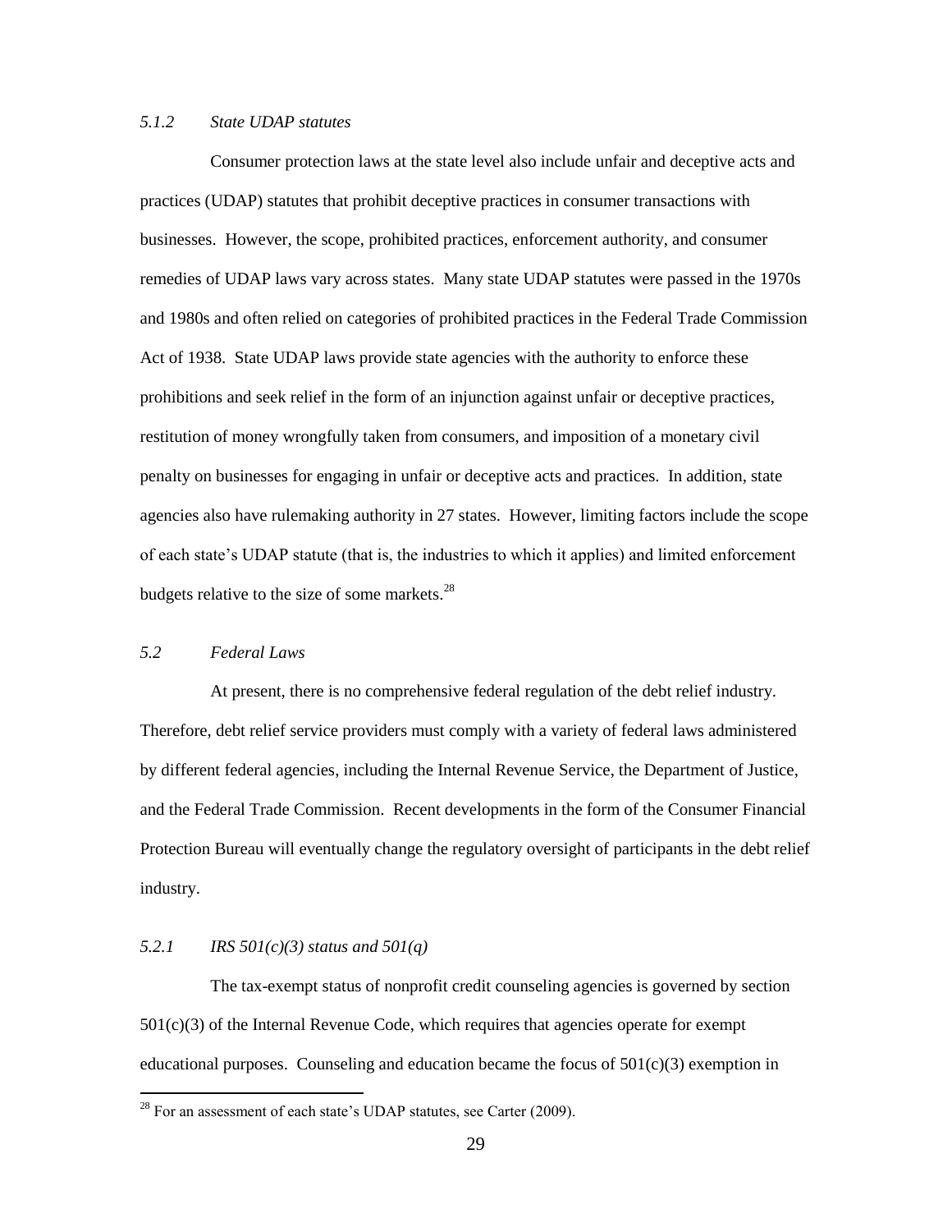### *5.1.2 State UDAP statutes*

Consumer protection laws at the state level also include unfair and deceptive acts and practices (UDAP) statutes that prohibit deceptive practices in consumer transactions with businesses. However, the scope, prohibited practices, enforcement authority, and consumer remedies of UDAP laws vary across states. Many state UDAP statutes were passed in the 1970s and 1980s and often relied on categories of prohibited practices in the Federal Trade Commission Act of 1938. State UDAP laws provide state agencies with the authority to enforce these prohibitions and seek relief in the form of an injunction against unfair or deceptive practices, restitution of money wrongfully taken from consumers, and imposition of a monetary civil penalty on businesses for engaging in unfair or deceptive acts and practices. In addition, state agencies also have rulemaking authority in 27 states. However, limiting factors include the scope of each state's UDAP statute (that is, the industries to which it applies) and limited enforcement budgets relative to the size of some markets.[28]

## *5.2 Federal Laws*

At present, there is no comprehensive federal regulation of the debt relief industry. Therefore, debt relief service providers must comply with a variety of federal laws administered by different federal agencies, including the Internal Revenue Service, the Department of Justice, and the Federal Trade Commission. Recent developments in the form of the Consumer Financial Protection Bureau will eventually change the regulatory oversight of participants in the debt relief industry.

### *5.2.1 IRS 501(c)(3) status and 501(q)*

The tax-exempt status of nonprofit credit counseling agencies is governed by section 501(c)(3) of the Internal Revenue Code, which requires that agencies operate for exempt educational purposes. Counseling and education became the focus of 501(c)(3) exemption in

[28] For an assessment of each state's UDAP statutes, see Carter (2009).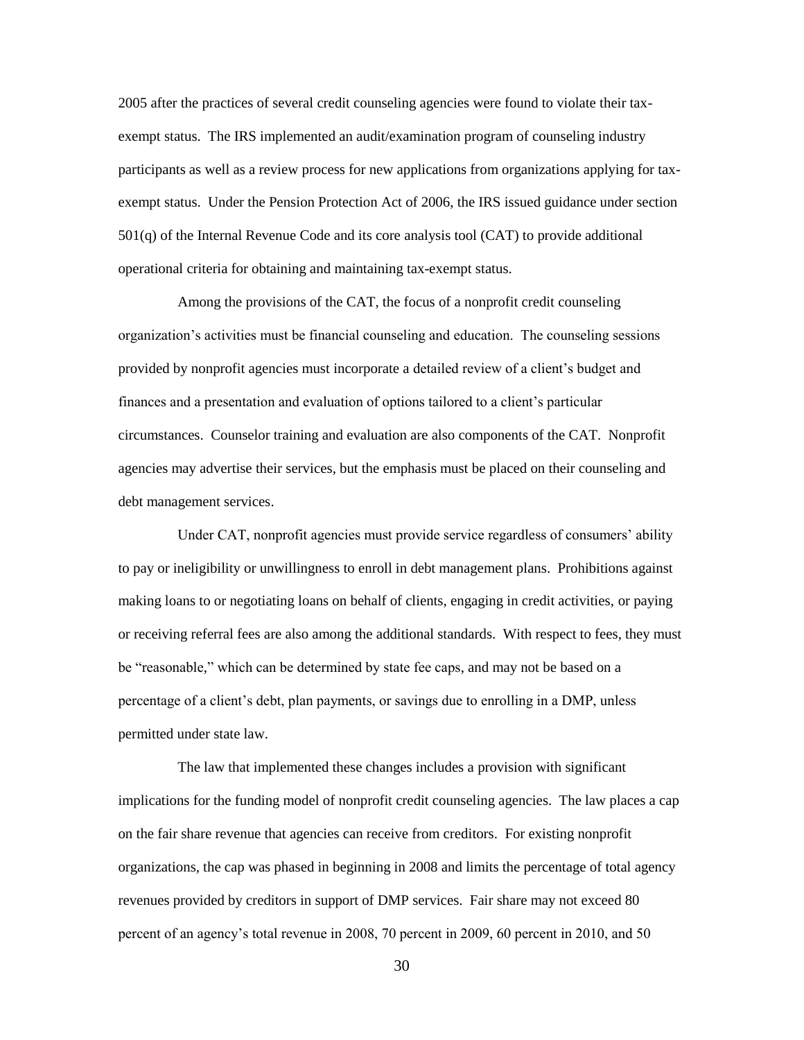2005 after the practices of several credit counseling agencies were found to violate their tax-exempt status. The IRS implemented an audit/examination program of counseling industry participants as well as a review process for new applications from organizations applying for tax-exempt status. Under the Pension Protection Act of 2006, the IRS issued guidance under section 501(q) of the Internal Revenue Code and its core analysis tool (CAT) to provide additional operational criteria for obtaining and maintaining tax-exempt status.

Among the provisions of the CAT, the focus of a nonprofit credit counseling organization's activities must be financial counseling and education. The counseling sessions provided by nonprofit agencies must incorporate a detailed review of a client's budget and finances and a presentation and evaluation of options tailored to a client's particular circumstances. Counselor training and evaluation are also components of the CAT. Nonprofit agencies may advertise their services, but the emphasis must be placed on their counseling and debt management services.

Under CAT, nonprofit agencies must provide service regardless of consumers' ability to pay or ineligibility or unwillingness to enroll in debt management plans. Prohibitions against making loans to or negotiating loans on behalf of clients, engaging in credit activities, or paying or receiving referral fees are also among the additional standards. With respect to fees, they must be "reasonable," which can be determined by state fee caps, and may not be based on a percentage of a client's debt, plan payments, or savings due to enrolling in a DMP, unless permitted under state law.

The law that implemented these changes includes a provision with significant implications for the funding model of nonprofit credit counseling agencies. The law places a cap on the fair share revenue that agencies can receive from creditors. For existing nonprofit organizations, the cap was phased in beginning in 2008 and limits the percentage of total agency revenues provided by creditors in support of DMP services. Fair share may not exceed 80 percent of an agency's total revenue in 2008, 70 percent in 2009, 60 percent in 2010, and 50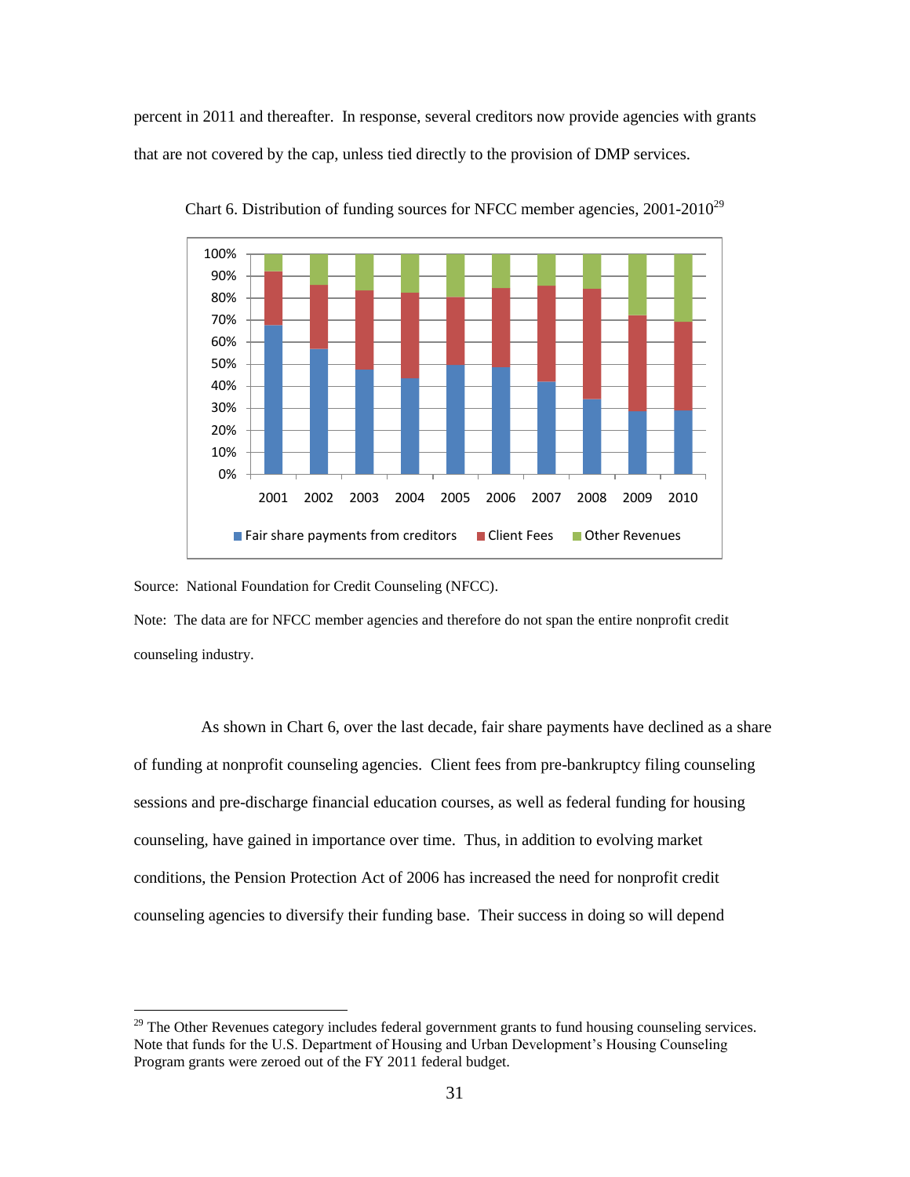percent in 2011 and thereafter. In response, several creditors now provide agencies with grants that are not covered by the cap, unless tied directly to the provision of DMP services.

Chart 6. Distribution of funding sources for NFCC member agencies, 2001-2010[29]

Source: National Foundation for Credit Counseling (NFCC).

Note: The data are for NFCC member agencies and therefore do not span the entire nonprofit credit counseling industry.

As shown in Chart 6, over the last decade, fair share payments have declined as a share of funding at nonprofit counseling agencies. Client fees from pre-bankruptcy filing counseling sessions and pre-discharge financial education courses, as well as federal funding for housing counseling, have gained in importance over time. Thus, in addition to evolving market conditions, the Pension Protection Act of 2006 has increased the need for nonprofit credit counseling agencies to diversify their funding base. Their success in doing so will depend

[29] The Other Revenues category includes federal government grants to fund housing counseling services. Note that funds for the U.S. Department of Housing and Urban Development's Housing Counseling Program grants were zeroed out of the FY 2011 federal budget.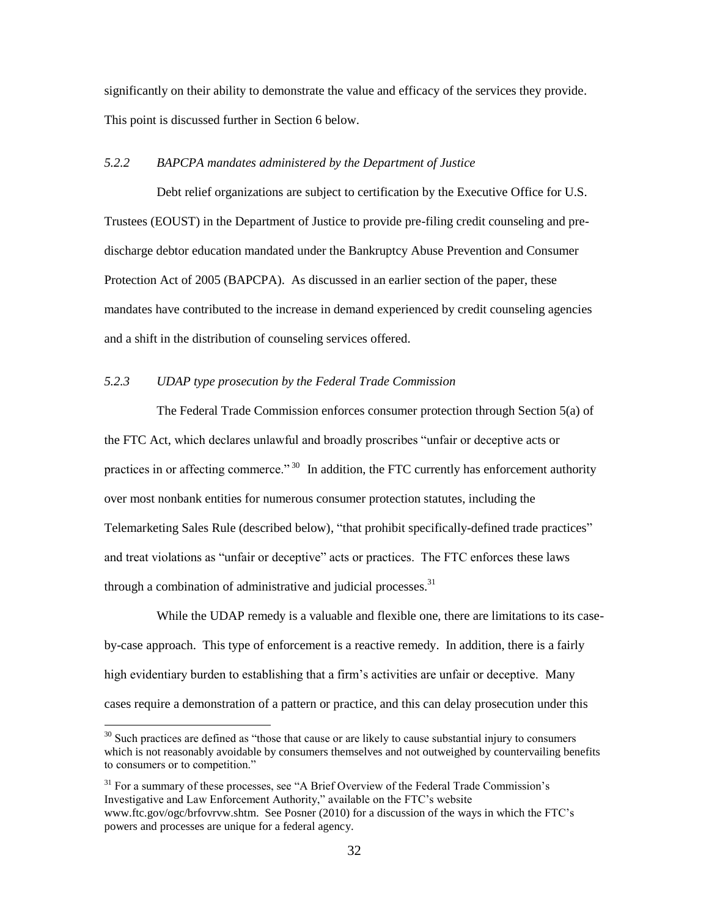significantly on their ability to demonstrate the value and efficacy of the services they provide. This point is discussed further in Section 6 below.

#### *5.2.2 BAPCPA mandates administered by the Department of Justice*

Debt relief organizations are subject to certification by the Executive Office for U.S. Trustees (EOUST) in the Department of Justice to provide pre-filing credit counseling and pre-discharge debtor education mandated under the Bankruptcy Abuse Prevention and Consumer Protection Act of 2005 (BAPCPA). As discussed in an earlier section of the paper, these mandates have contributed to the increase in demand experienced by credit counseling agencies and a shift in the distribution of counseling services offered.

#### *5.2.3 UDAP type prosecution by the Federal Trade Commission*

The Federal Trade Commission enforces consumer protection through Section 5(a) of the FTC Act, which declares unlawful and broadly proscribes "unfair or deceptive acts or practices in or affecting commerce."[30] In addition, the FTC currently has enforcement authority over most nonbank entities for numerous consumer protection statutes, including the Telemarketing Sales Rule (described below), "that prohibit specifically-defined trade practices" and treat violations as "unfair or deceptive" acts or practices. The FTC enforces these laws through a combination of administrative and judicial processes.[31]

While the UDAP remedy is a valuable and flexible one, there are limitations to its case-by-case approach. This type of enforcement is a reactive remedy. In addition, there is a fairly high evidentiary burden to establishing that a firm's activities are unfair or deceptive. Many cases require a demonstration of a pattern or practice, and this can delay prosecution under this

---

[30] Such practices are defined as "those that cause or are likely to cause substantial injury to consumers which is not reasonably avoidable by consumers themselves and not outweighed by countervailing benefits to consumers or to competition."

[31] For a summary of these processes, see "A Brief Overview of the Federal Trade Commission's Investigative and Law Enforcement Authority," available on the FTC's website www.ftc.gov/ogc/brfovrvw.shtm. See Posner (2010) for a discussion of the ways in which the FTC's powers and processes are unique for a federal agency.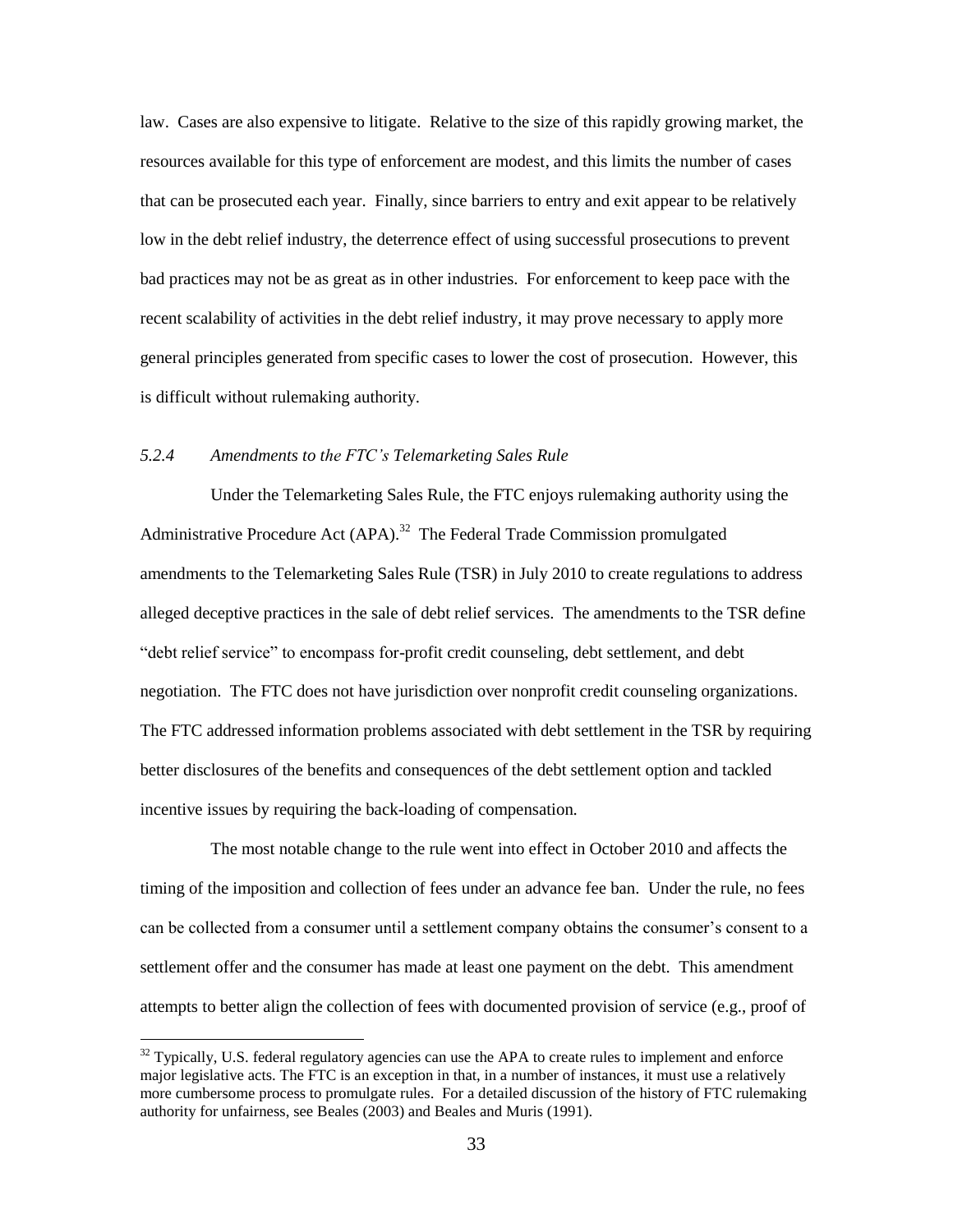law. Cases are also expensive to litigate. Relative to the size of this rapidly growing market, the resources available for this type of enforcement are modest, and this limits the number of cases that can be prosecuted each year. Finally, since barriers to entry and exit appear to be relatively low in the debt relief industry, the deterrence effect of using successful prosecutions to prevent bad practices may not be as great as in other industries. For enforcement to keep pace with the recent scalability of activities in the debt relief industry, it may prove necessary to apply more general principles generated from specific cases to lower the cost of prosecution. However, this is difficult without rulemaking authority.

### *5.2.4 Amendments to the FTC's Telemarketing Sales Rule*

Under the Telemarketing Sales Rule, the FTC enjoys rulemaking authority using the Administrative Procedure Act (APA).[32] The Federal Trade Commission promulgated amendments to the Telemarketing Sales Rule (TSR) in July 2010 to create regulations to address alleged deceptive practices in the sale of debt relief services. The amendments to the TSR define "debt relief service" to encompass for-profit credit counseling, debt settlement, and debt negotiation. The FTC does not have jurisdiction over nonprofit credit counseling organizations. The FTC addressed information problems associated with debt settlement in the TSR by requiring better disclosures of the benefits and consequences of the debt settlement option and tackled incentive issues by requiring the back-loading of compensation.

The most notable change to the rule went into effect in October 2010 and affects the timing of the imposition and collection of fees under an advance fee ban. Under the rule, no fees can be collected from a consumer until a settlement company obtains the consumer's consent to a settlement offer and the consumer has made at least one payment on the debt. This amendment attempts to better align the collection of fees with documented provision of service (e.g., proof of

---

[32] Typically, U.S. federal regulatory agencies can use the APA to create rules to implement and enforce major legislative acts. The FTC is an exception in that, in a number of instances, it must use a relatively more cumbersome process to promulgate rules. For a detailed discussion of the history of FTC rulemaking authority for unfairness, see Beales (2003) and Beales and Muris (1991).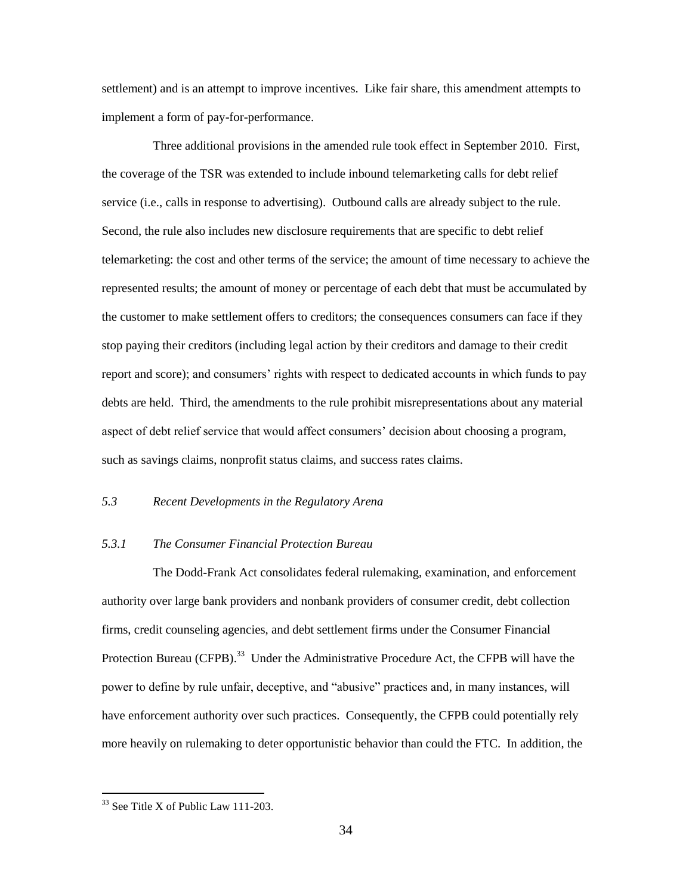settlement) and is an attempt to improve incentives. Like fair share, this amendment attempts to implement a form of pay-for-performance.

Three additional provisions in the amended rule took effect in September 2010. First, the coverage of the TSR was extended to include inbound telemarketing calls for debt relief service (i.e., calls in response to advertising). Outbound calls are already subject to the rule. Second, the rule also includes new disclosure requirements that are specific to debt relief telemarketing: the cost and other terms of the service; the amount of time necessary to achieve the represented results; the amount of money or percentage of each debt that must be accumulated by the customer to make settlement offers to creditors; the consequences consumers can face if they stop paying their creditors (including legal action by their creditors and damage to their credit report and score); and consumers' rights with respect to dedicated accounts in which funds to pay debts are held. Third, the amendments to the rule prohibit misrepresentations about any material aspect of debt relief service that would affect consumers' decision about choosing a program, such as savings claims, nonprofit status claims, and success rates claims.

### *5.3 Recent Developments in the Regulatory Arena*

#### *5.3.1 The Consumer Financial Protection Bureau*

The Dodd-Frank Act consolidates federal rulemaking, examination, and enforcement authority over large bank providers and nonbank providers of consumer credit, debt collection firms, credit counseling agencies, and debt settlement firms under the Consumer Financial Protection Bureau (CFPB).[33] Under the Administrative Procedure Act, the CFPB will have the power to define by rule unfair, deceptive, and "abusive" practices and, in many instances, will have enforcement authority over such practices. Consequently, the CFPB could potentially rely more heavily on rulemaking to deter opportunistic behavior than could the FTC. In addition, the

[33] See Title X of Public Law 111-203.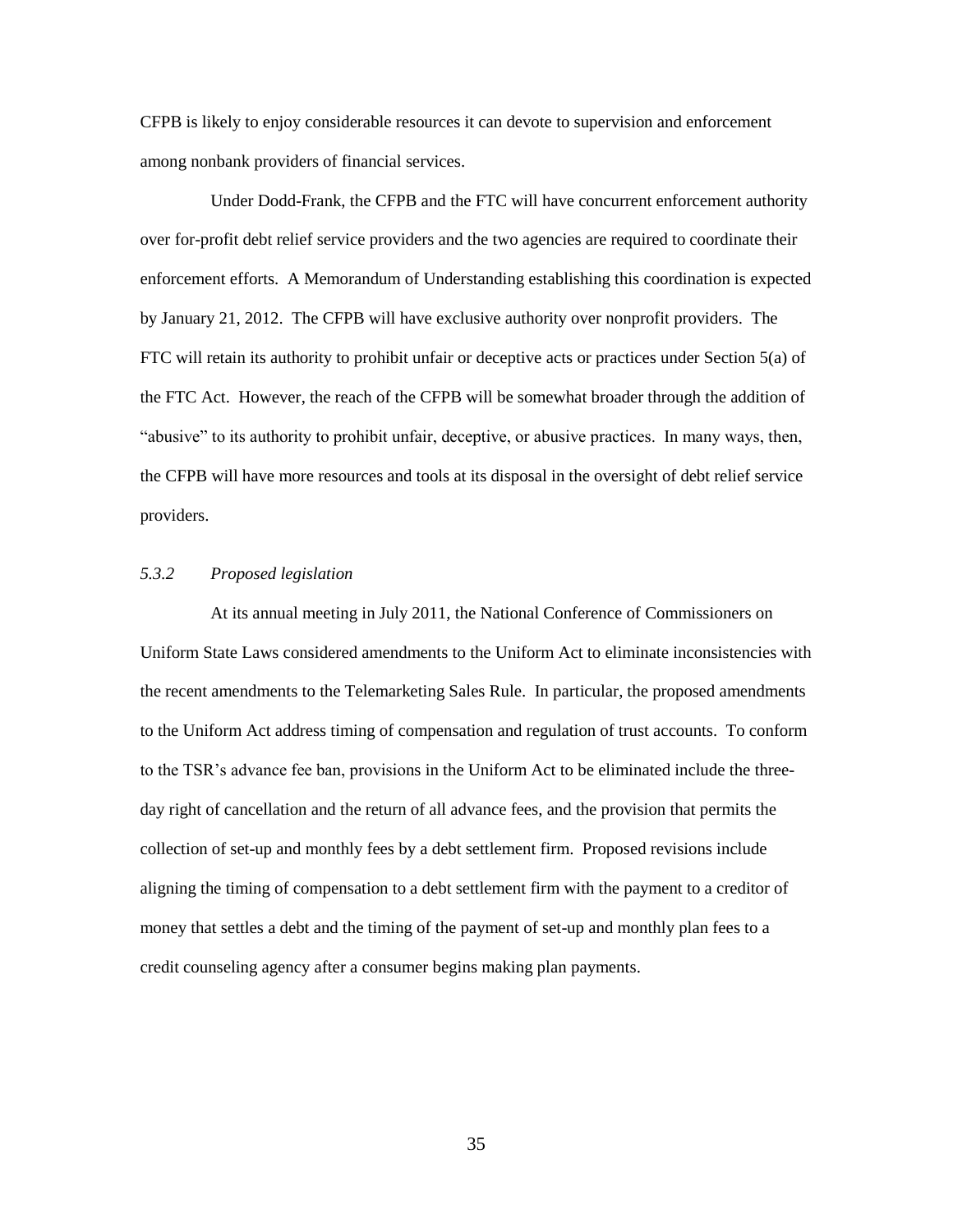CFPB is likely to enjoy considerable resources it can devote to supervision and enforcement among nonbank providers of financial services.

Under Dodd-Frank, the CFPB and the FTC will have concurrent enforcement authority over for-profit debt relief service providers and the two agencies are required to coordinate their enforcement efforts. A Memorandum of Understanding establishing this coordination is expected by January 21, 2012. The CFPB will have exclusive authority over nonprofit providers. The FTC will retain its authority to prohibit unfair or deceptive acts or practices under Section 5(a) of the FTC Act. However, the reach of the CFPB will be somewhat broader through the addition of "abusive" to its authority to prohibit unfair, deceptive, or abusive practices. In many ways, then, the CFPB will have more resources and tools at its disposal in the oversight of debt relief service providers.

### *5.3.2 Proposed legislation*

At its annual meeting in July 2011, the National Conference of Commissioners on Uniform State Laws considered amendments to the Uniform Act to eliminate inconsistencies with the recent amendments to the Telemarketing Sales Rule. In particular, the proposed amendments to the Uniform Act address timing of compensation and regulation of trust accounts. To conform to the TSR's advance fee ban, provisions in the Uniform Act to be eliminated include the three-day right of cancellation and the return of all advance fees, and the provision that permits the collection of set-up and monthly fees by a debt settlement firm. Proposed revisions include aligning the timing of compensation to a debt settlement firm with the payment to a creditor of money that settles a debt and the timing of the payment of set-up and monthly plan fees to a credit counseling agency after a consumer begins making plan payments.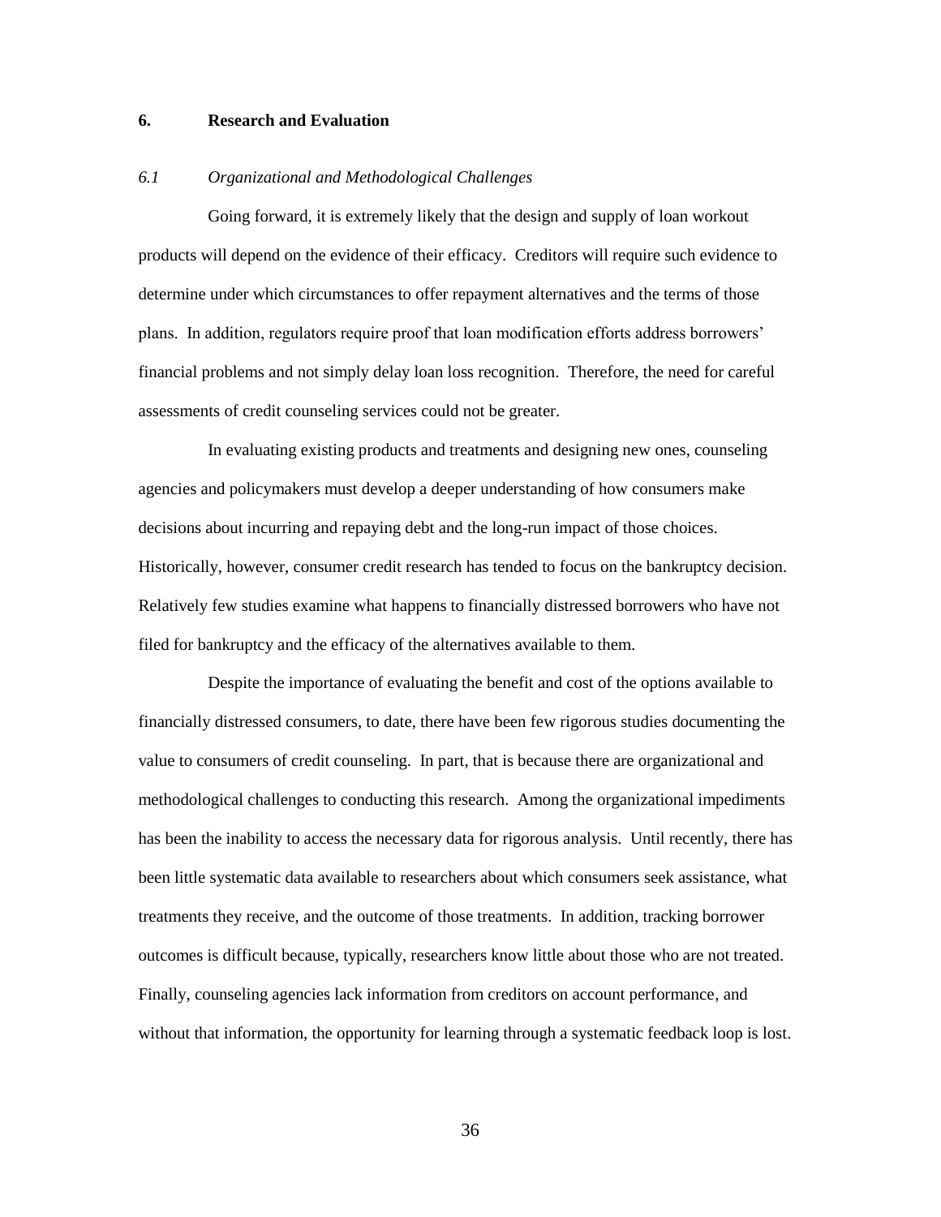## 6. Research and Evaluation

### *6.1 Organizational and Methodological Challenges*

Going forward, it is extremely likely that the design and supply of loan workout products will depend on the evidence of their efficacy. Creditors will require such evidence to determine under which circumstances to offer repayment alternatives and the terms of those plans. In addition, regulators require proof that loan modification efforts address borrowers' financial problems and not simply delay loan loss recognition. Therefore, the need for careful assessments of credit counseling services could not be greater.

In evaluating existing products and treatments and designing new ones, counseling agencies and policymakers must develop a deeper understanding of how consumers make decisions about incurring and repaying debt and the long-run impact of those choices. Historically, however, consumer credit research has tended to focus on the bankruptcy decision. Relatively few studies examine what happens to financially distressed borrowers who have not filed for bankruptcy and the efficacy of the alternatives available to them.

Despite the importance of evaluating the benefit and cost of the options available to financially distressed consumers, to date, there have been few rigorous studies documenting the value to consumers of credit counseling. In part, that is because there are organizational and methodological challenges to conducting this research. Among the organizational impediments has been the inability to access the necessary data for rigorous analysis. Until recently, there has been little systematic data available to researchers about which consumers seek assistance, what treatments they receive, and the outcome of those treatments. In addition, tracking borrower outcomes is difficult because, typically, researchers know little about those who are not treated. Finally, counseling agencies lack information from creditors on account performance, and without that information, the opportunity for learning through a systematic feedback loop is lost.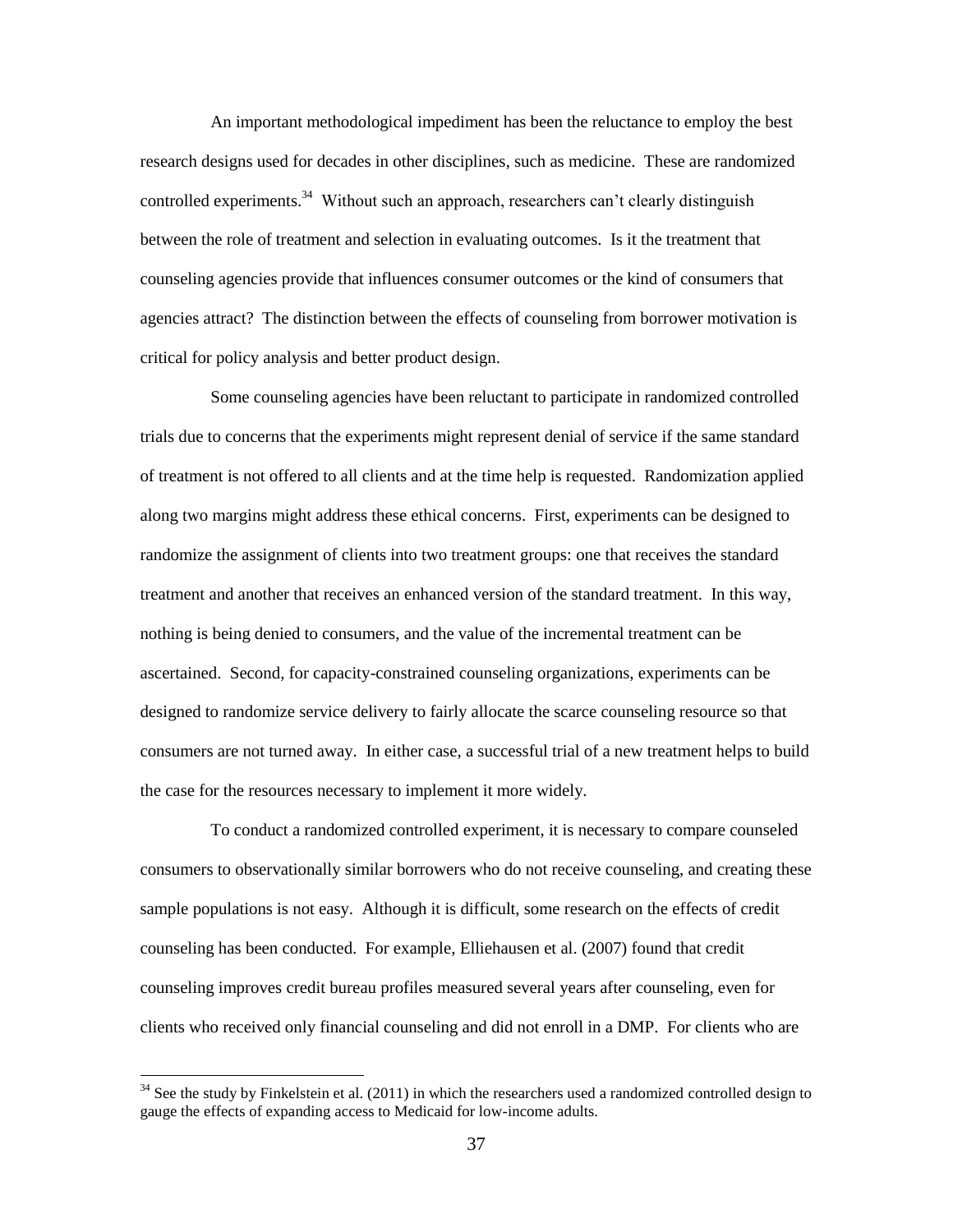An important methodological impediment has been the reluctance to employ the best research designs used for decades in other disciplines, such as medicine. These are randomized controlled experiments.[34] Without such an approach, researchers can't clearly distinguish between the role of treatment and selection in evaluating outcomes. Is it the treatment that counseling agencies provide that influences consumer outcomes or the kind of consumers that agencies attract? The distinction between the effects of counseling from borrower motivation is critical for policy analysis and better product design.

Some counseling agencies have been reluctant to participate in randomized controlled trials due to concerns that the experiments might represent denial of service if the same standard of treatment is not offered to all clients and at the time help is requested. Randomization applied along two margins might address these ethical concerns. First, experiments can be designed to randomize the assignment of clients into two treatment groups: one that receives the standard treatment and another that receives an enhanced version of the standard treatment. In this way, nothing is being denied to consumers, and the value of the incremental treatment can be ascertained. Second, for capacity-constrained counseling organizations, experiments can be designed to randomize service delivery to fairly allocate the scarce counseling resource so that consumers are not turned away. In either case, a successful trial of a new treatment helps to build the case for the resources necessary to implement it more widely.

To conduct a randomized controlled experiment, it is necessary to compare counseled consumers to observationally similar borrowers who do not receive counseling, and creating these sample populations is not easy. Although it is difficult, some research on the effects of credit counseling has been conducted. For example, Elliehausen et al. (2007) found that credit counseling improves credit bureau profiles measured several years after counseling, even for clients who received only financial counseling and did not enroll in a DMP. For clients who are

---

[34] See the study by Finkelstein et al. (2011) in which the researchers used a randomized controlled design to gauge the effects of expanding access to Medicaid for low-income adults.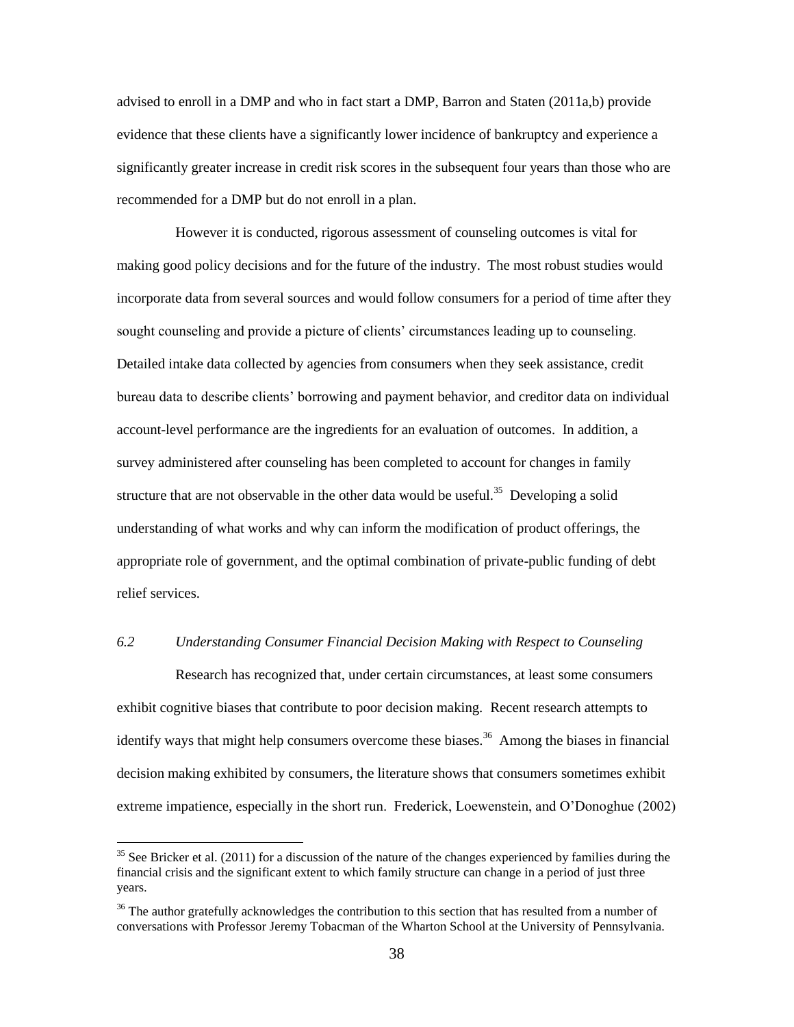advised to enroll in a DMP and who in fact start a DMP, Barron and Staten (2011a,b) provide evidence that these clients have a significantly lower incidence of bankruptcy and experience a significantly greater increase in credit risk scores in the subsequent four years than those who are recommended for a DMP but do not enroll in a plan.

However it is conducted, rigorous assessment of counseling outcomes is vital for making good policy decisions and for the future of the industry. The most robust studies would incorporate data from several sources and would follow consumers for a period of time after they sought counseling and provide a picture of clients' circumstances leading up to counseling. Detailed intake data collected by agencies from consumers when they seek assistance, credit bureau data to describe clients' borrowing and payment behavior, and creditor data on individual account-level performance are the ingredients for an evaluation of outcomes. In addition, a survey administered after counseling has been completed to account for changes in family structure that are not observable in the other data would be useful.[35] Developing a solid understanding of what works and why can inform the modification of product offerings, the appropriate role of government, and the optimal combination of private-public funding of debt relief services.

### *6.2 Understanding Consumer Financial Decision Making with Respect to Counseling*

Research has recognized that, under certain circumstances, at least some consumers exhibit cognitive biases that contribute to poor decision making. Recent research attempts to identify ways that might help consumers overcome these biases.[36] Among the biases in financial decision making exhibited by consumers, the literature shows that consumers sometimes exhibit extreme impatience, especially in the short run. Frederick, Loewenstein, and O'Donoghue (2002)

---

[35] See Bricker et al. (2011) for a discussion of the nature of the changes experienced by families during the financial crisis and the significant extent to which family structure can change in a period of just three years.

[36] The author gratefully acknowledges the contribution to this section that has resulted from a number of conversations with Professor Jeremy Tobacman of the Wharton School at the University of Pennsylvania.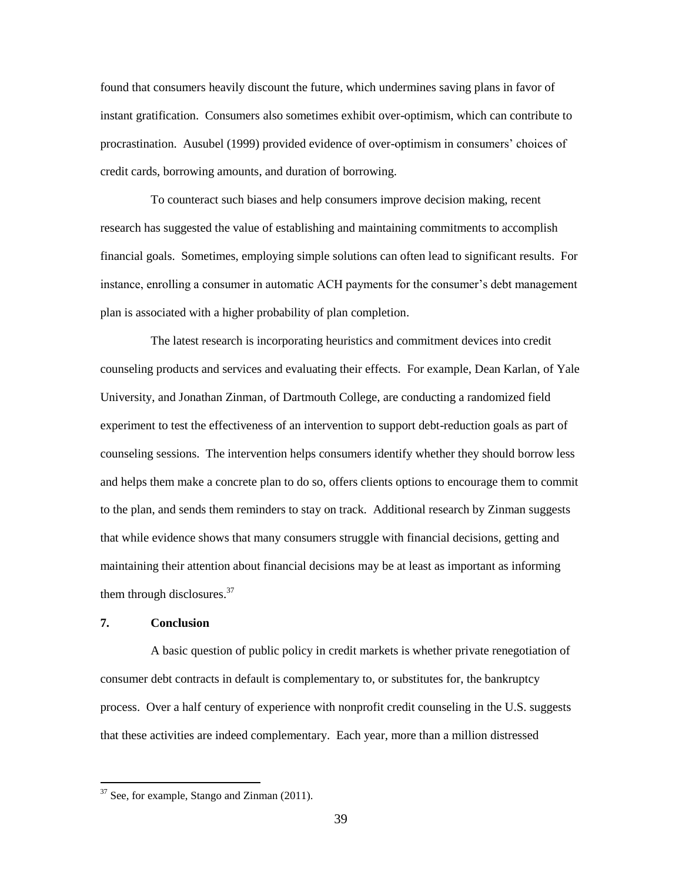found that consumers heavily discount the future, which undermines saving plans in favor of instant gratification. Consumers also sometimes exhibit over-optimism, which can contribute to procrastination. Ausubel (1999) provided evidence of over-optimism in consumers' choices of credit cards, borrowing amounts, and duration of borrowing.

To counteract such biases and help consumers improve decision making, recent research has suggested the value of establishing and maintaining commitments to accomplish financial goals. Sometimes, employing simple solutions can often lead to significant results. For instance, enrolling a consumer in automatic ACH payments for the consumer's debt management plan is associated with a higher probability of plan completion.

The latest research is incorporating heuristics and commitment devices into credit counseling products and services and evaluating their effects. For example, Dean Karlan, of Yale University, and Jonathan Zinman, of Dartmouth College, are conducting a randomized field experiment to test the effectiveness of an intervention to support debt-reduction goals as part of counseling sessions. The intervention helps consumers identify whether they should borrow less and helps them make a concrete plan to do so, offers clients options to encourage them to commit to the plan, and sends them reminders to stay on track. Additional research by Zinman suggests that while evidence shows that many consumers struggle with financial decisions, getting and maintaining their attention about financial decisions may be at least as important as informing them through disclosures.[37]

## 7. Conclusion

A basic question of public policy in credit markets is whether private renegotiation of consumer debt contracts in default is complementary to, or substitutes for, the bankruptcy process. Over a half century of experience with nonprofit credit counseling in the U.S. suggests that these activities are indeed complementary. Each year, more than a million distressed

[37] See, for example, Stango and Zinman (2011).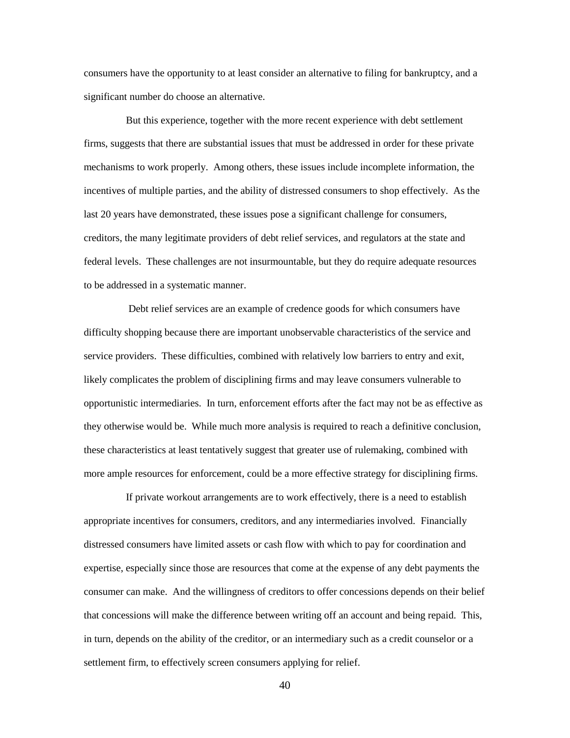consumers have the opportunity to at least consider an alternative to filing for bankruptcy, and a significant number do choose an alternative.

But this experience, together with the more recent experience with debt settlement firms, suggests that there are substantial issues that must be addressed in order for these private mechanisms to work properly. Among others, these issues include incomplete information, the incentives of multiple parties, and the ability of distressed consumers to shop effectively. As the last 20 years have demonstrated, these issues pose a significant challenge for consumers, creditors, the many legitimate providers of debt relief services, and regulators at the state and federal levels. These challenges are not insurmountable, but they do require adequate resources to be addressed in a systematic manner.

Debt relief services are an example of credence goods for which consumers have difficulty shopping because there are important unobservable characteristics of the service and service providers. These difficulties, combined with relatively low barriers to entry and exit, likely complicates the problem of disciplining firms and may leave consumers vulnerable to opportunistic intermediaries. In turn, enforcement efforts after the fact may not be as effective as they otherwise would be. While much more analysis is required to reach a definitive conclusion, these characteristics at least tentatively suggest that greater use of rulemaking, combined with more ample resources for enforcement, could be a more effective strategy for disciplining firms.

If private workout arrangements are to work effectively, there is a need to establish appropriate incentives for consumers, creditors, and any intermediaries involved. Financially distressed consumers have limited assets or cash flow with which to pay for coordination and expertise, especially since those are resources that come at the expense of any debt payments the consumer can make. And the willingness of creditors to offer concessions depends on their belief that concessions will make the difference between writing off an account and being repaid. This, in turn, depends on the ability of the creditor, or an intermediary such as a credit counselor or a settlement firm, to effectively screen consumers applying for relief.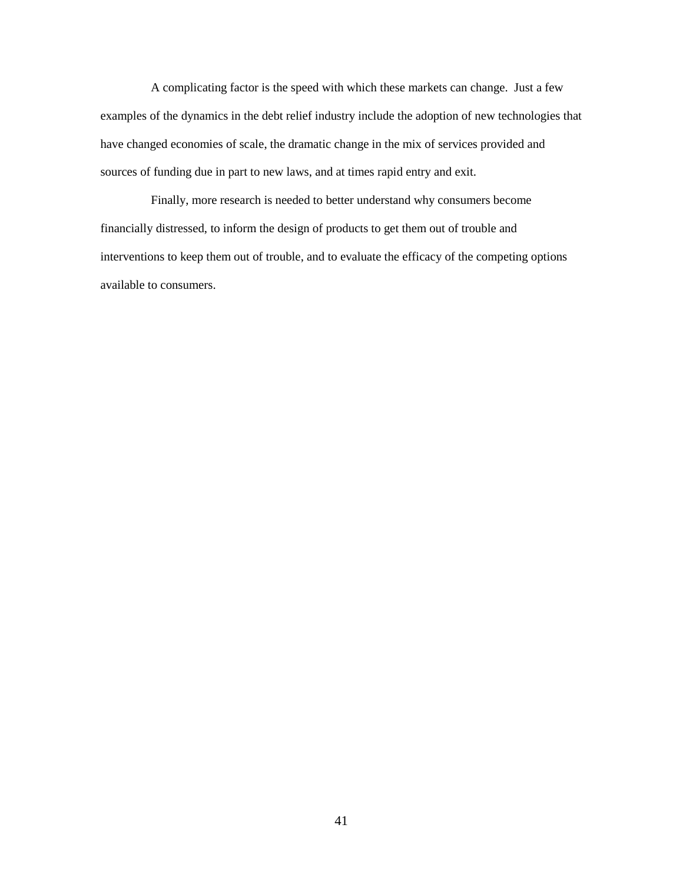A complicating factor is the speed with which these markets can change. Just a few examples of the dynamics in the debt relief industry include the adoption of new technologies that have changed economies of scale, the dramatic change in the mix of services provided and sources of funding due in part to new laws, and at times rapid entry and exit.

Finally, more research is needed to better understand why consumers become financially distressed, to inform the design of products to get them out of trouble and interventions to keep them out of trouble, and to evaluate the efficacy of the competing options available to consumers.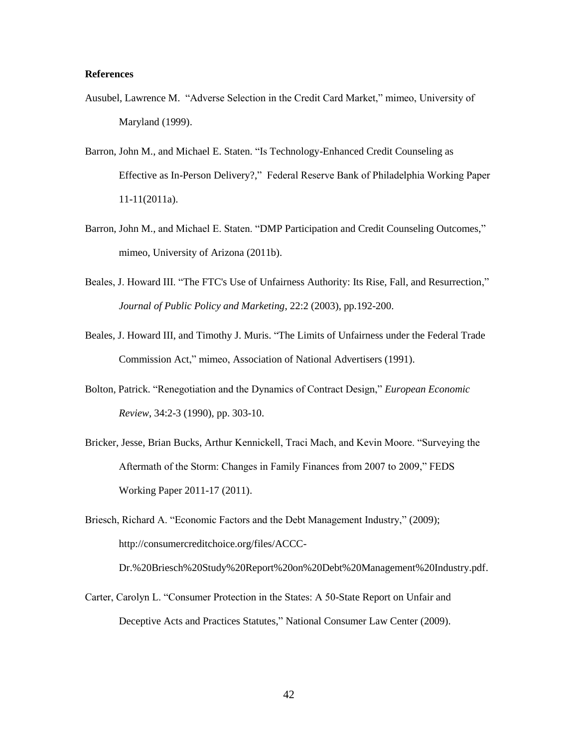**References**

Ausubel, Lawrence M. "Adverse Selection in the Credit Card Market," mimeo, University of Maryland (1999).

Barron, John M., and Michael E. Staten. "Is Technology-Enhanced Credit Counseling as Effective as In-Person Delivery?," Federal Reserve Bank of Philadelphia Working Paper 11-11(2011a).

Barron, John M., and Michael E. Staten. "DMP Participation and Credit Counseling Outcomes," mimeo, University of Arizona (2011b).

Beales, J. Howard III. "The FTC's Use of Unfairness Authority: Its Rise, Fall, and Resurrection," *Journal of Public Policy and Marketing*, 22:2 (2003), pp.192-200.

Beales, J. Howard III, and Timothy J. Muris. "The Limits of Unfairness under the Federal Trade Commission Act," mimeo, Association of National Advertisers (1991).

Bolton, Patrick. "Renegotiation and the Dynamics of Contract Design," *European Economic Review*, 34:2-3 (1990), pp. 303-10.

Bricker, Jesse, Brian Bucks, Arthur Kennickell, Traci Mach, and Kevin Moore. "Surveying the Aftermath of the Storm: Changes in Family Finances from 2007 to 2009," FEDS Working Paper 2011-17 (2011).

Briesch, Richard A. "Economic Factors and the Debt Management Industry," (2009); http://consumercreditchoice.org/files/ACCC-Dr.%20Briesch%20Study%20Report%20on%20Debt%20Management%20Industry.pdf.

Carter, Carolyn L. "Consumer Protection in the States: A 50-State Report on Unfair and Deceptive Acts and Practices Statutes," National Consumer Law Center (2009).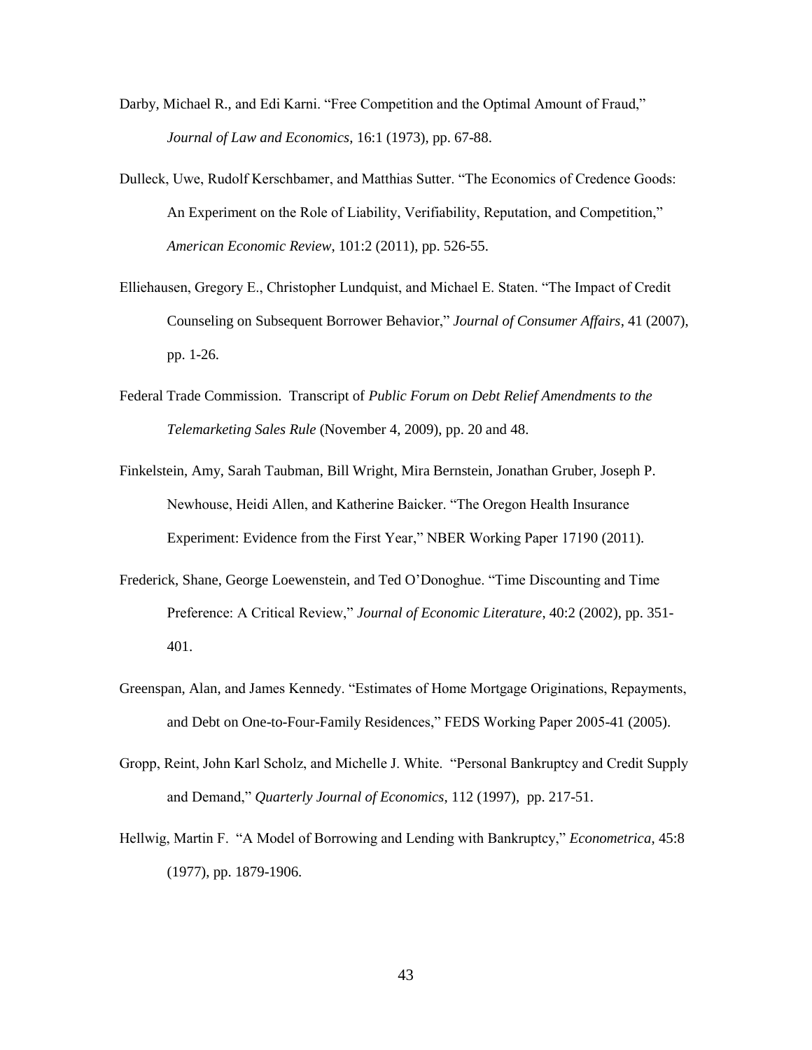Darby, Michael R., and Edi Karni. "Free Competition and the Optimal Amount of Fraud," *Journal of Law and Economics*, 16:1 (1973), pp. 67-88.

Dulleck, Uwe, Rudolf Kerschbamer, and Matthias Sutter. "The Economics of Credence Goods: An Experiment on the Role of Liability, Verifiability, Reputation, and Competition," *American Economic Review*, 101:2 (2011), pp. 526-55.

Elliehausen, Gregory E., Christopher Lundquist, and Michael E. Staten. "The Impact of Credit Counseling on Subsequent Borrower Behavior," *Journal of Consumer Affairs*, 41 (2007), pp. 1-26.

Federal Trade Commission. Transcript of *Public Forum on Debt Relief Amendments to the Telemarketing Sales Rule* (November 4, 2009), pp. 20 and 48.

Finkelstein, Amy, Sarah Taubman, Bill Wright, Mira Bernstein, Jonathan Gruber, Joseph P. Newhouse, Heidi Allen, and Katherine Baicker. "The Oregon Health Insurance Experiment: Evidence from the First Year," NBER Working Paper 17190 (2011).

Frederick, Shane, George Loewenstein, and Ted O'Donoghue. "Time Discounting and Time Preference: A Critical Review," *Journal of Economic Literature*, 40:2 (2002), pp. 351-401.

Greenspan, Alan, and James Kennedy. "Estimates of Home Mortgage Originations, Repayments, and Debt on One-to-Four-Family Residences," FEDS Working Paper 2005-41 (2005).

Gropp, Reint, John Karl Scholz, and Michelle J. White. "Personal Bankruptcy and Credit Supply and Demand," *Quarterly Journal of Economics*, 112 (1997), pp. 217-51.

Hellwig, Martin F. "A Model of Borrowing and Lending with Bankruptcy," *Econometrica*, 45:8 (1977), pp. 1879-1906.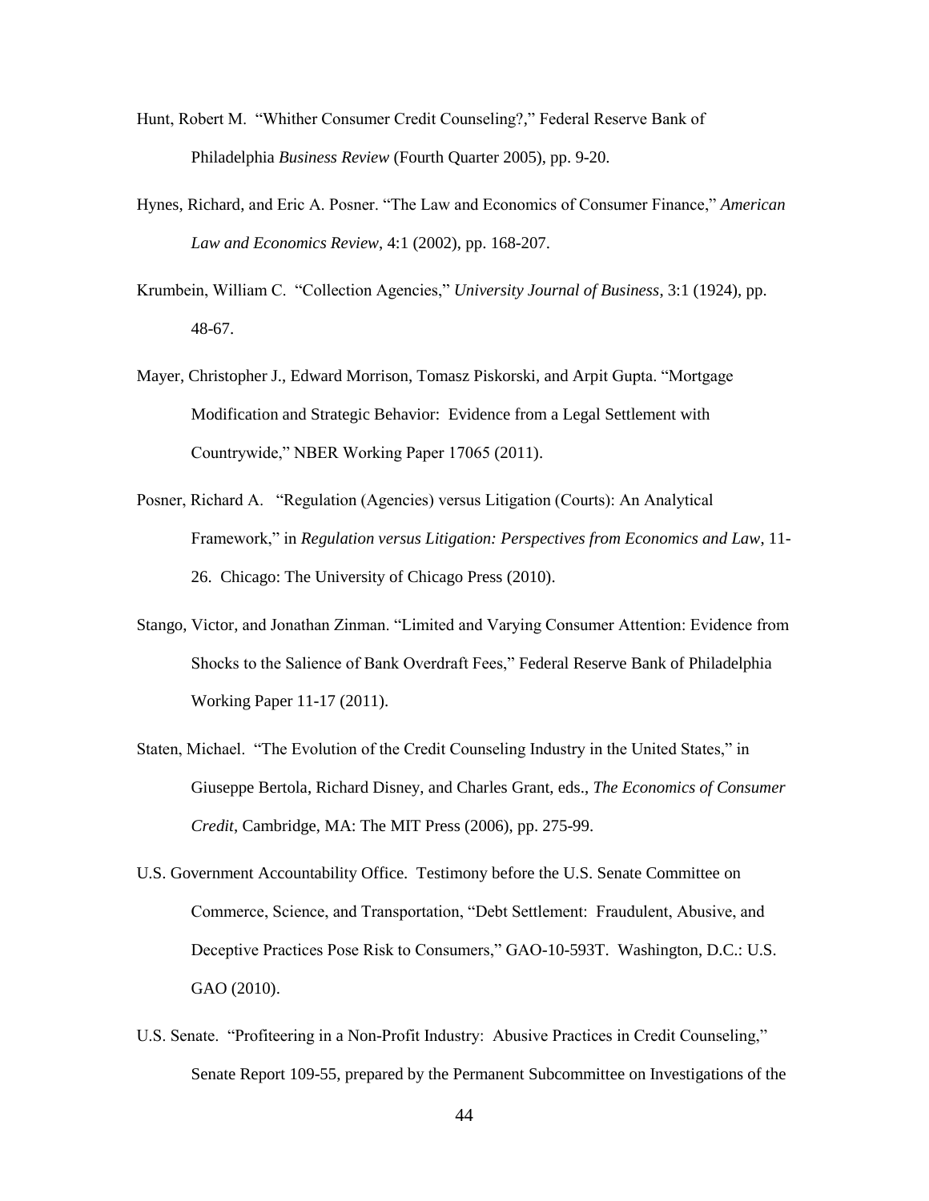Hunt, Robert M. "Whither Consumer Credit Counseling?," Federal Reserve Bank of Philadelphia *Business Review* (Fourth Quarter 2005), pp. 9-20.

Hynes, Richard, and Eric A. Posner. "The Law and Economics of Consumer Finance," *American Law and Economics Review*, 4:1 (2002), pp. 168-207.

Krumbein, William C. "Collection Agencies," *University Journal of Business*, 3:1 (1924), pp. 48-67.

Mayer, Christopher J., Edward Morrison, Tomasz Piskorski, and Arpit Gupta. "Mortgage Modification and Strategic Behavior: Evidence from a Legal Settlement with Countrywide," NBER Working Paper 17065 (2011).

Posner, Richard A. "Regulation (Agencies) versus Litigation (Courts): An Analytical Framework," in *Regulation versus Litigation: Perspectives from Economics and Law*, 11-26. Chicago: The University of Chicago Press (2010).

Stango, Victor, and Jonathan Zinman. "Limited and Varying Consumer Attention: Evidence from Shocks to the Salience of Bank Overdraft Fees," Federal Reserve Bank of Philadelphia Working Paper 11-17 (2011).

Staten, Michael. "The Evolution of the Credit Counseling Industry in the United States," in Giuseppe Bertola, Richard Disney, and Charles Grant, eds., *The Economics of Consumer Credit*, Cambridge, MA: The MIT Press (2006), pp. 275-99.

U.S. Government Accountability Office. Testimony before the U.S. Senate Committee on Commerce, Science, and Transportation, "Debt Settlement: Fraudulent, Abusive, and Deceptive Practices Pose Risk to Consumers," GAO-10-593T. Washington, D.C.: U.S. GAO (2010).

U.S. Senate. "Profiteering in a Non-Profit Industry: Abusive Practices in Credit Counseling," Senate Report 109-55, prepared by the Permanent Subcommittee on Investigations of the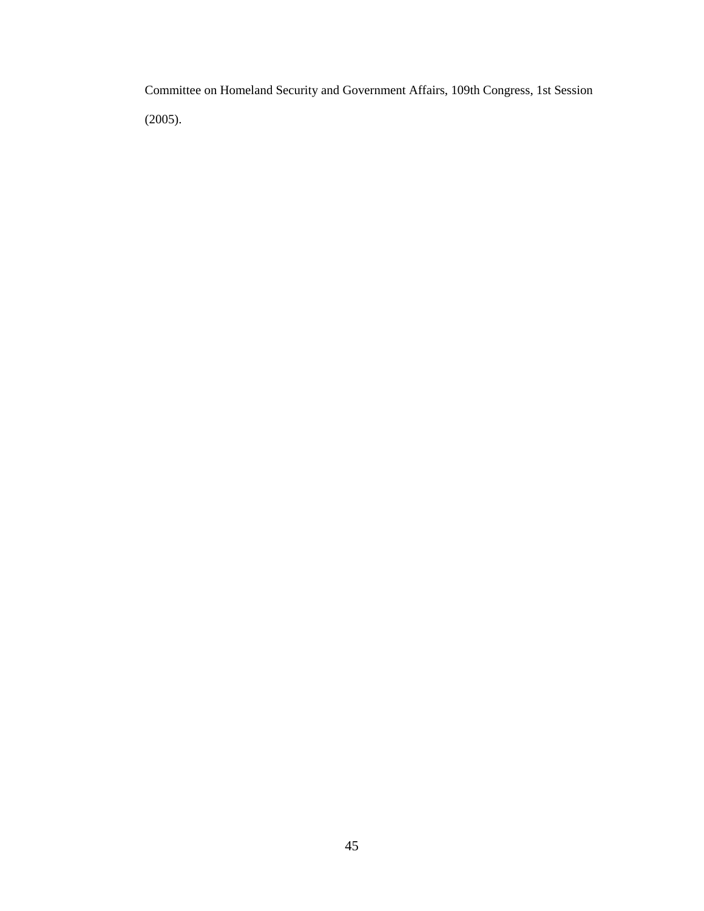Committee on Homeland Security and Government Affairs, 109th Congress, 1st Session (2005).